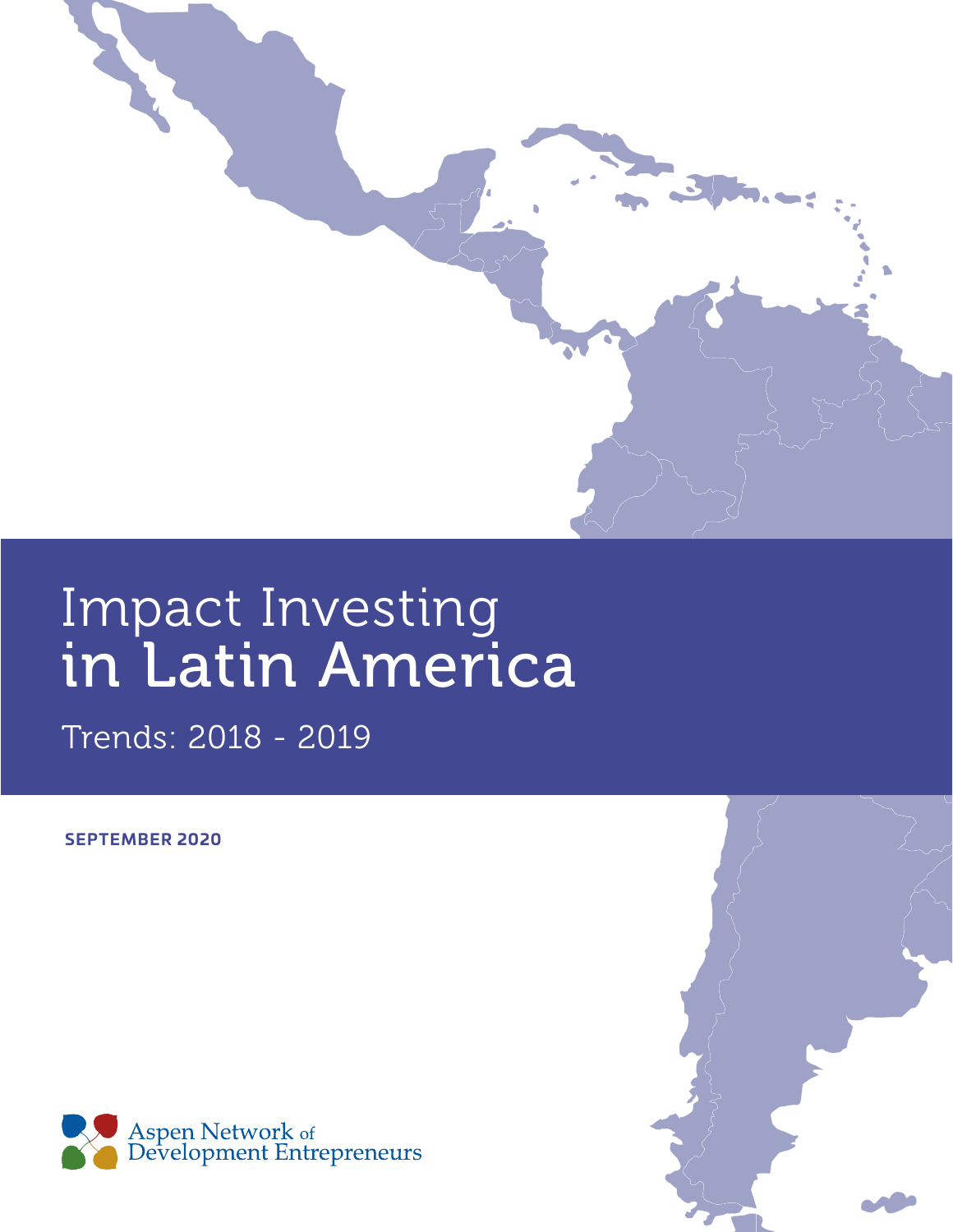# Impact Investing in Latin America

Trends: 2018 - 2019

**SEPTEMBER 2020**

Aspen Network of Development Entrepreneurs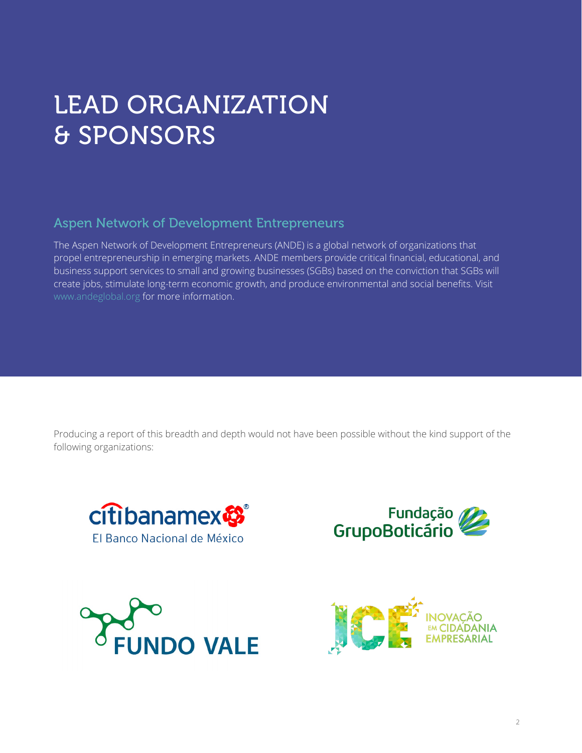# LEAD ORGANIZATION & SPONSORS

## Aspen Network of Development Entrepreneurs

The Aspen Network of Development Entrepreneurs (ANDE) is a global network of organizations that propel entrepreneurship in emerging markets. ANDE members provide critical financial, educational, and business support services to small and growing businesses (SGBs) based on the conviction that SGBs will create jobs, stimulate long-term economic growth, and produce environmental and social benefits. Visit www.andeglobal.org for more information.

Producing a report of this breadth and depth would not have been possible without the kind support of the following organizations:

citibanamex
El Banco Nacional de México

Fundação GrupoBoticário

FUNDO VALE

ICE
INOVAÇÃO EM CIDADANIA EMPRESARIAL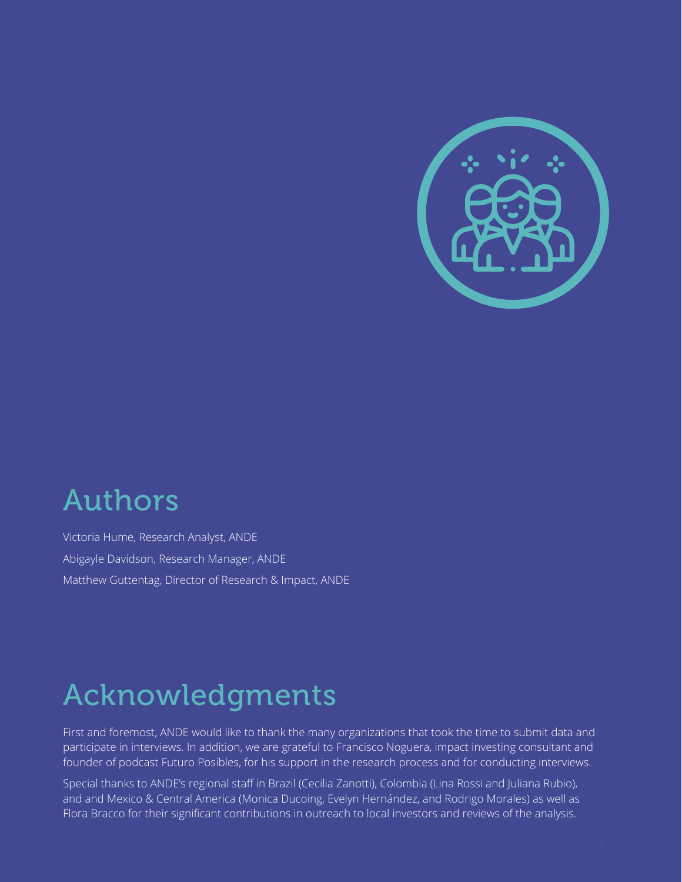# Authors

Victoria Hume, Research Analyst, ANDE

Abigayle Davidson, Research Manager, ANDE

Matthew Guttentag, Director of Research & Impact, ANDE

# Acknowledgments

First and foremost, ANDE would like to thank the many organizations that took the time to submit data and participate in interviews. In addition, we are grateful to Francisco Noguera, impact investing consultant and founder of podcast Futuro Posibles, for his support in the research process and for conducting interviews.

Special thanks to ANDE's regional staff in Brazil (Cecilia Zanotti), Colombia (Lina Rossi and Juliana Rubio), and and Mexico & Central America (Monica Ducoing, Evelyn Hernández, and Rodrigo Morales) as well as Flora Bracco for their significant contributions in outreach to local investors and reviews of the analysis.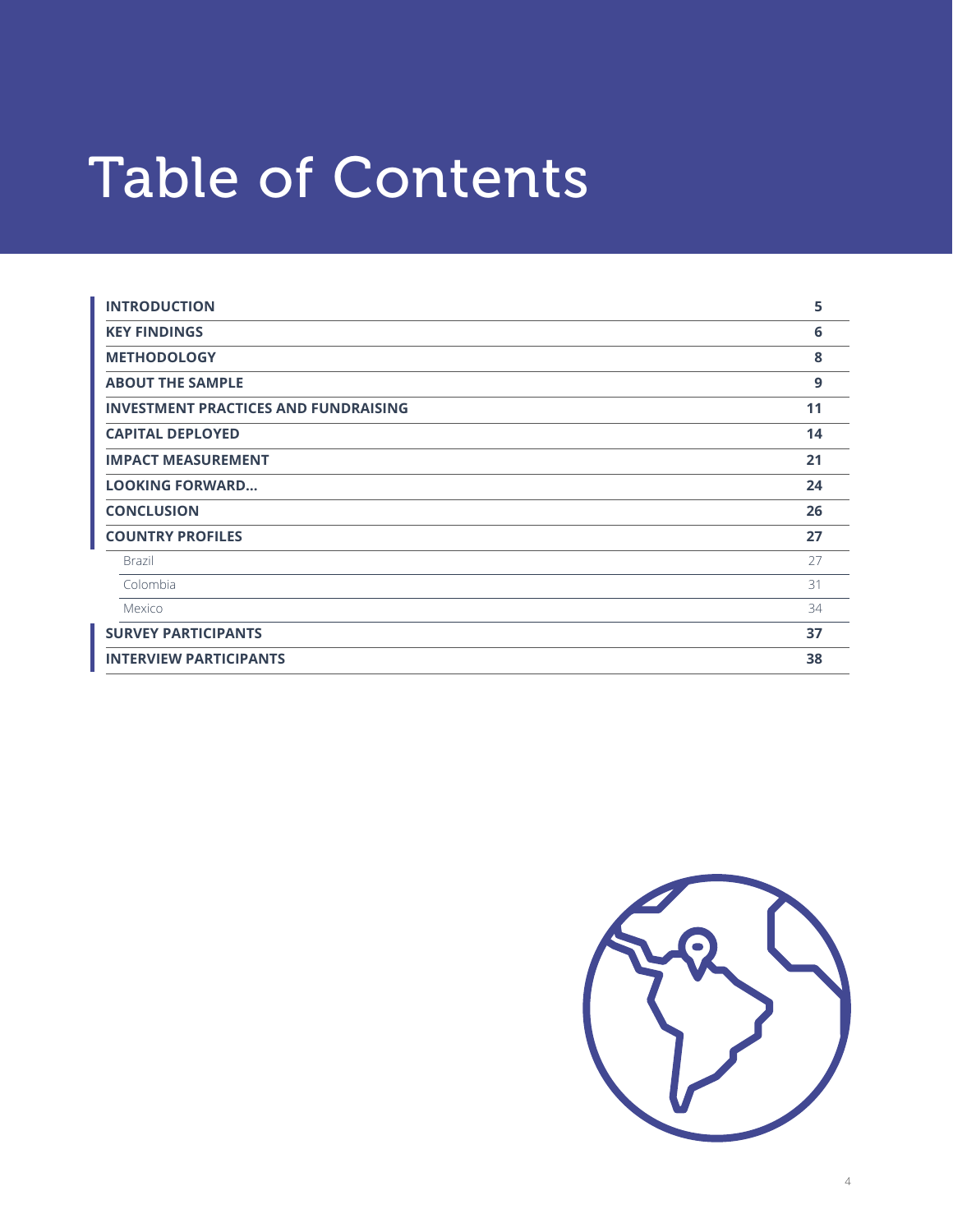# Table of Contents

| | |
|---|---|
| **INTRODUCTION** | **5** |
| **KEY FINDINGS** | **6** |
| **METHODOLOGY** | **8** |
| **ABOUT THE SAMPLE** | **9** |
| **INVESTMENT PRACTICES AND FUNDRAISING** | **11** |
| **CAPITAL DEPLOYED** | **14** |
| **IMPACT MEASUREMENT** | **21** |
| **LOOKING FORWARD...** | **24** |
| **CONCLUSION** | **26** |
| **COUNTRY PROFILES** | **27** |
| Brazil | 27 |
| Colombia | 31 |
| Mexico | 34 |
| **SURVEY PARTICIPANTS** | **37** |
| **INTERVIEW PARTICIPANTS** | **38** |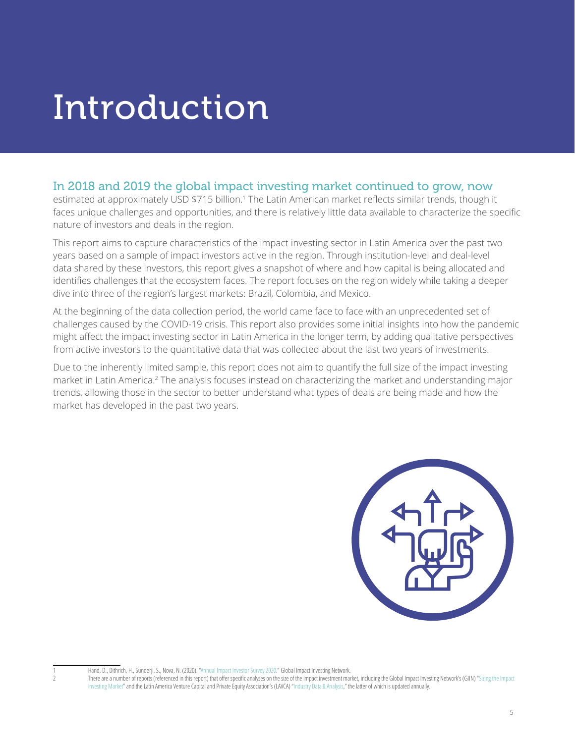# Introduction

In 2018 and 2019 the global impact investing market continued to grow, now estimated at approximately USD $715 billion.[1] The Latin American market reflects similar trends, though it faces unique challenges and opportunities, and there is relatively little data available to characterize the specific nature of investors and deals in the region.

This report aims to capture characteristics of the impact investing sector in Latin America over the past two years based on a sample of impact investors active in the region. Through institution-level and deal-level data shared by these investors, this report gives a snapshot of where and how capital is being allocated and identifies challenges that the ecosystem faces. The report focuses on the region widely while taking a deeper dive into three of the region's largest markets: Brazil, Colombia, and Mexico.

At the beginning of the data collection period, the world came face to face with an unprecedented set of challenges caused by the COVID-19 crisis. This report also provides some initial insights into how the pandemic might affect the impact investing sector in Latin America in the longer term, by adding qualitative perspectives from active investors to the quantitative data that was collected about the last two years of investments.

Due to the inherently limited sample, this report does not aim to quantify the full size of the impact investing market in Latin America.[2] The analysis focuses instead on characterizing the market and understanding major trends, allowing those in the sector to better understand what types of deals are being made and how the market has developed in the past two years.

---

1 Hand, D., Dithrich, H., Sunderji, S., Nova, N. (2020). "Annual Impact Investor Survey 2020." Global Impact Investing Network.

2 There are a number of reports (referenced in this report) that offer specific analyses on the size of the impact investment market, including the Global Impact Investing Network's (GIIN) "Sizing the Impact Investing Market" and the Latin America Venture Capital and Private Equity Association's (LAVCA) "Industry Data & Analysis," the latter of which is updated annually.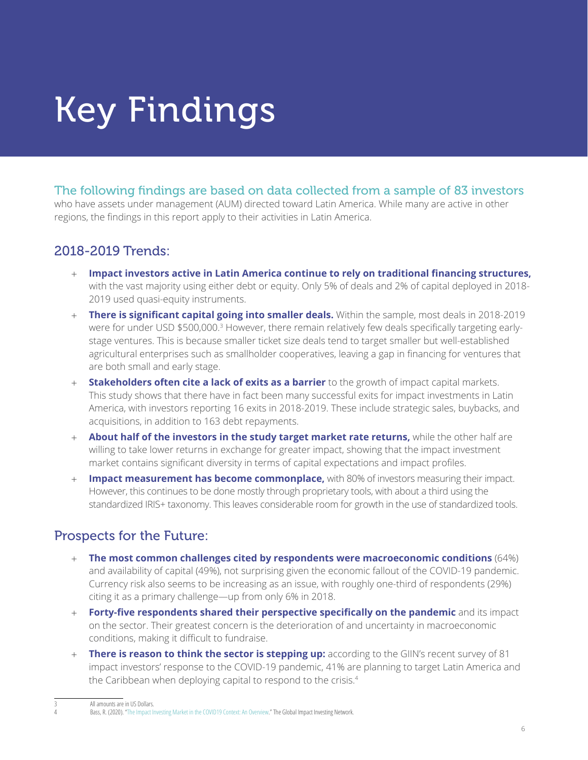# Key Findings

The following findings are based on data collected from a sample of 83 investors who have assets under management (AUM) directed toward Latin America. While many are active in other regions, the findings in this report apply to their activities in Latin America.

## 2018-2019 Trends:

- **Impact investors active in Latin America continue to rely on traditional financing structures,** with the vast majority using either debt or equity. Only 5% of deals and 2% of capital deployed in 2018-2019 used quasi-equity instruments.
- **There is significant capital going into smaller deals.** Within the sample, most deals in 2018-2019 were for under USD $500,000.[3] However, there remain relatively few deals specifically targeting early-stage ventures. This is because smaller ticket size deals tend to target smaller but well-established agricultural enterprises such as smallholder cooperatives, leaving a gap in financing for ventures that are both small and early stage.
- **Stakeholders often cite a lack of exits as a barrier** to the growth of impact capital markets. This study shows that there have in fact been many successful exits for impact investments in Latin America, with investors reporting 16 exits in 2018-2019. These include strategic sales, buybacks, and acquisitions, in addition to 163 debt repayments.
- **About half of the investors in the study target market rate returns,** while the other half are willing to take lower returns in exchange for greater impact, showing that the impact investment market contains significant diversity in terms of capital expectations and impact profiles.
- **Impact measurement has become commonplace,** with 80% of investors measuring their impact. However, this continues to be done mostly through proprietary tools, with about a third using the standardized IRIS+ taxonomy. This leaves considerable room for growth in the use of standardized tools.

## Prospects for the Future:

- **The most common challenges cited by respondents were macroeconomic conditions** (64%) and availability of capital (49%), not surprising given the economic fallout of the COVID-19 pandemic. Currency risk also seems to be increasing as an issue, with roughly one-third of respondents (29%) citing it as a primary challenge—up from only 6% in 2018.
- **Forty-five respondents shared their perspective specifically on the pandemic** and its impact on the sector. Their greatest concern is the deterioration of and uncertainty in macroeconomic conditions, making it difficult to fundraise.
- **There is reason to think the sector is stepping up:** according to the GIIN's recent survey of 81 impact investors' response to the COVID-19 pandemic, 41% are planning to target Latin America and the Caribbean when deploying capital to respond to the crisis.[4]

---

3 All amounts are in US Dollars.

4 Bass, R. (2020). "The Impact Investing Market in the COVID19 Context: An Overview." The Global Impact Investing Network.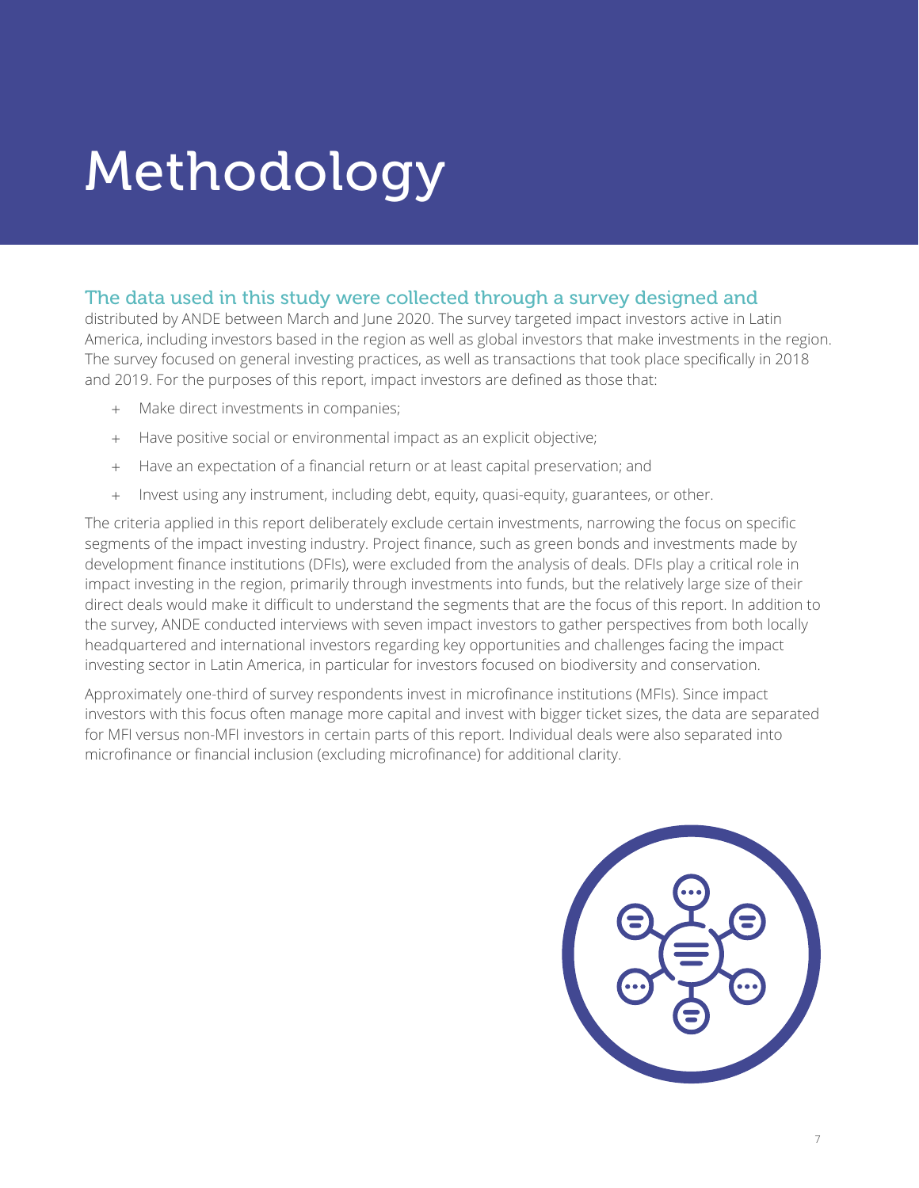# Methodology

The data used in this study were collected through a survey designed and distributed by ANDE between March and June 2020. The survey targeted impact investors active in Latin America, including investors based in the region as well as global investors that make investments in the region. The survey focused on general investing practices, as well as transactions that took place specifically in 2018 and 2019. For the purposes of this report, impact investors are defined as those that:

+ Make direct investments in companies;
+ Have positive social or environmental impact as an explicit objective;
+ Have an expectation of a financial return or at least capital preservation; and
+ Invest using any instrument, including debt, equity, quasi-equity, guarantees, or other.

The criteria applied in this report deliberately exclude certain investments, narrowing the focus on specific segments of the impact investing industry. Project finance, such as green bonds and investments made by development finance institutions (DFIs), were excluded from the analysis of deals. DFIs play a critical role in impact investing in the region, primarily through investments into funds, but the relatively large size of their direct deals would make it difficult to understand the segments that are the focus of this report. In addition to the survey, ANDE conducted interviews with seven impact investors to gather perspectives from both locally headquartered and international investors regarding key opportunities and challenges facing the impact investing sector in Latin America, in particular for investors focused on biodiversity and conservation.

Approximately one-third of survey respondents invest in microfinance institutions (MFIs). Since impact investors with this focus often manage more capital and invest with bigger ticket sizes, the data are separated for MFI versus non-MFI investors in certain parts of this report. Individual deals were also separated into microfinance or financial inclusion (excluding microfinance) for additional clarity.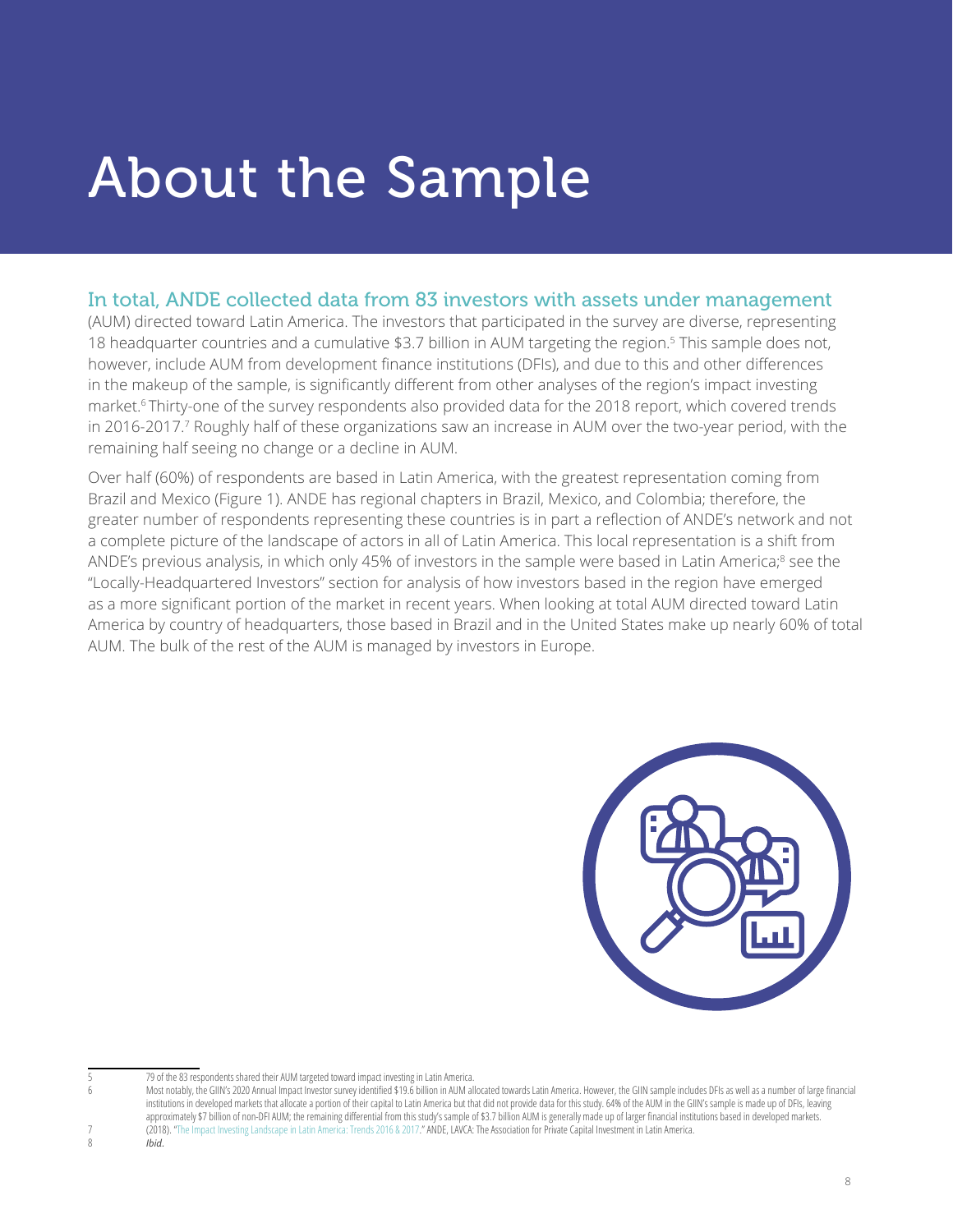# About the Sample

In total, ANDE collected data from 83 investors with assets under management (AUM) directed toward Latin America. The investors that participated in the survey are diverse, representing 18 headquarter countries and a cumulative $3.7 billion in AUM targeting the region.[5] This sample does not, however, include AUM from development finance institutions (DFIs), and due to this and other differences in the makeup of the sample, is significantly different from other analyses of the region's impact investing market.[6] Thirty-one of the survey respondents also provided data for the 2018 report, which covered trends in 2016-2017.[7] Roughly half of these organizations saw an increase in AUM over the two-year period, with the remaining half seeing no change or a decline in AUM.

Over half (60%) of respondents are based in Latin America, with the greatest representation coming from Brazil and Mexico (Figure 1). ANDE has regional chapters in Brazil, Mexico, and Colombia; therefore, the greater number of respondents representing these countries is in part a reflection of ANDE's network and not a complete picture of the landscape of actors in all of Latin America. This local representation is a shift from ANDE's previous analysis, in which only 45% of investors in the sample were based in Latin America;[8] see the "Locally-Headquartered Investors" section for analysis of how investors based in the region have emerged as a more significant portion of the market in recent years. When looking at total AUM directed toward Latin America by country of headquarters, those based in Brazil and in the United States make up nearly 60% of total AUM. The bulk of the rest of the AUM is managed by investors in Europe.

---

5 79 of the 83 respondents shared their AUM targeted toward impact investing in Latin America.

6 Most notably, the GIIN's 2020 Annual Impact Investor survey identified $19.6 billion in AUM allocated towards Latin America. However, the GIIN sample includes DFIs as well as a number of large financial institutions in developed markets that allocate a portion of their capital to Latin America but that did not provide data for this study. 64% of the AUM in the GIIN's sample is made up of DFIs, leaving approximately $7 billion of non-DFI AUM; the remaining differential from this study's sample of $3.7 billion AUM is generally made up of larger financial institutions based in developed markets.

7 (2018). "The Impact Investing Landscape in Latin America: Trends 2016 & 2017." ANDE, LAVCA: The Association for Private Capital Investment in Latin America.

8 *Ibid.*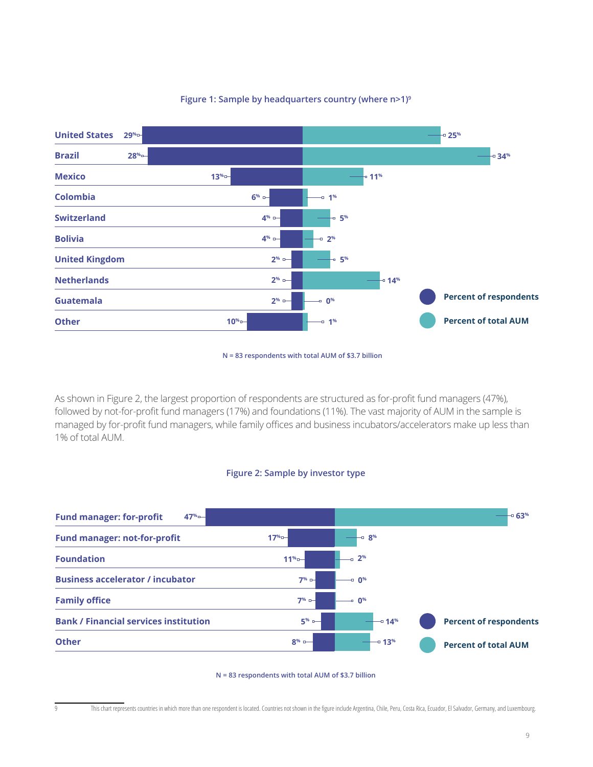**Figure 1: Sample by headquarters country (where n>1)[9]**

| Country | Percent of respondents | Percent of total AUM |
|---|---|---|
| United States | 29% | 25% |
| Brazil | 28% | 34% |
| Mexico | 13% | 11% |
| Colombia | 6% | 1% |
| Switzerland | 4% | 5% |
| Bolivia | 4% | 2% |
| United Kingdom | 2% | 5% |
| Netherlands | 2% | 14% |
| Guatemala | 2% | 0% |
| Other | 10% | 1% |

N = 83 respondents with total AUM of $3.7 billion

As shown in Figure 2, the largest proportion of respondents are structured as for-profit fund managers (47%), followed by not-for-profit fund managers (17%) and foundations (11%). The vast majority of AUM in the sample is managed by for-profit fund managers, while family offices and business incubators/accelerators make up less than 1% of total AUM.

**Figure 2: Sample by investor type**

| Investor type | Percent of respondents | Percent of total AUM |
|---|---|---|
| Fund manager: for-profit | 47% | 63% |
| Fund manager: not-for-profit | 17% | 8% |
| Foundation | 11% | 2% |
| Business accelerator / incubator | 7% | 0% |
| Family office | 7% | 0% |
| Bank / Financial services institution | 5% | 14% |
| Other | 8% | 13% |

N = 83 respondents with total AUM of $3.7 billion

9 This chart represents countries in which more than one respondent is located. Countries not shown in the figure include Argentina, Chile, Peru, Costa Rica, Ecuador, El Salvador, Germany, and Luxembourg.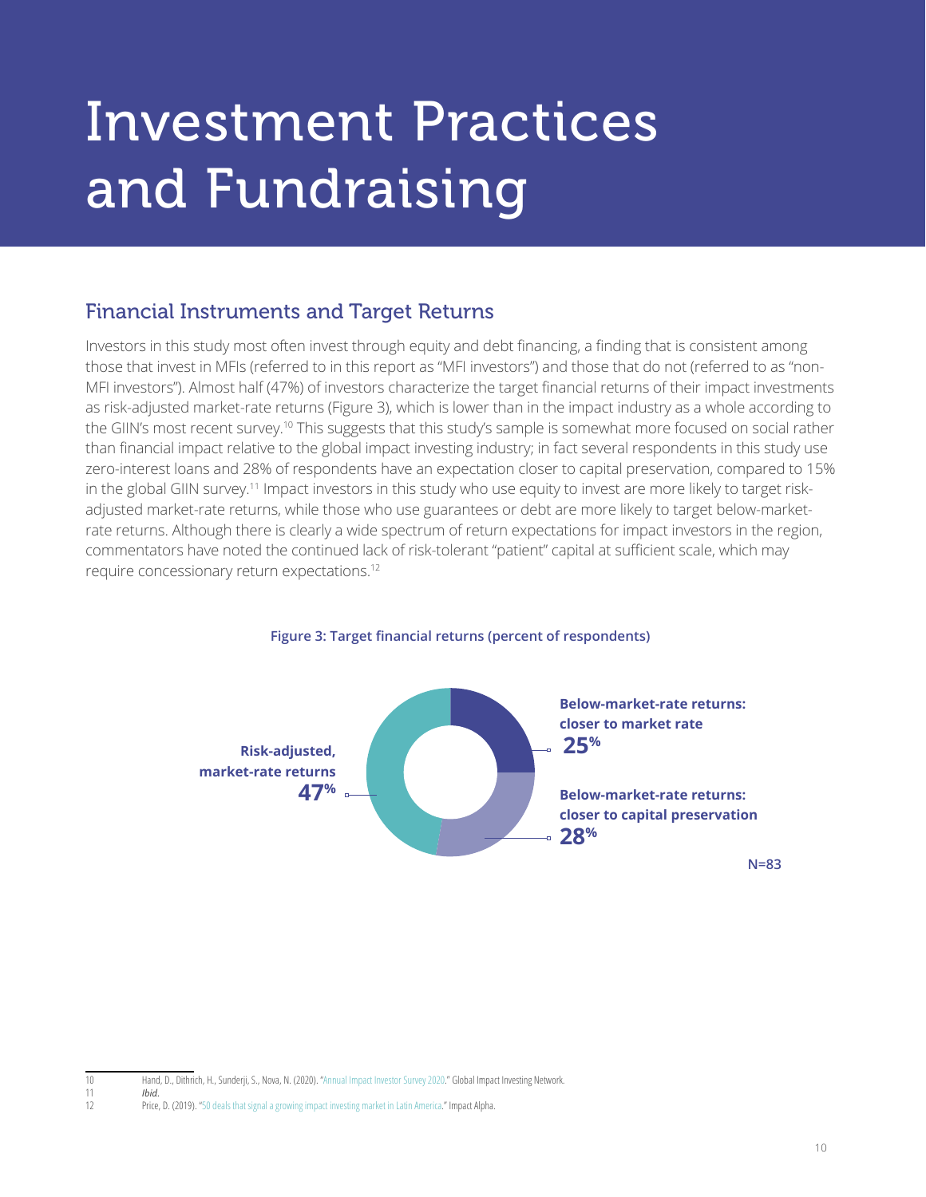# Investment Practices and Fundraising

## Financial Instruments and Target Returns

Investors in this study most often invest through equity and debt financing, a finding that is consistent among those that invest in MFIs (referred to in this report as "MFI investors") and those that do not (referred to as "non-MFI investors"). Almost half (47%) of investors characterize the target financial returns of their impact investments as risk-adjusted market-rate returns (Figure 3), which is lower than in the impact industry as a whole according to the GIIN's most recent survey.[10] This suggests that this study's sample is somewhat more focused on social rather than financial impact relative to the global impact investing industry; in fact several respondents in this study use zero-interest loans and 28% of respondents have an expectation closer to capital preservation, compared to 15% in the global GIIN survey.[11] Impact investors in this study who use equity to invest are more likely to target risk-adjusted market-rate returns, while those who use guarantees or debt are more likely to target below-market-rate returns. Although there is clearly a wide spectrum of return expectations for impact investors in the region, commentators have noted the continued lack of risk-tolerant "patient" capital at sufficient scale, which may require concessionary return expectations.[12]

**Figure 3: Target financial returns (percent of respondents)**

| Target financial returns | Percent of respondents |
|---|---|
| Risk-adjusted, market-rate returns | 47% |
| Below-market-rate returns: closer to market rate | 25% |
| Below-market-rate returns: closer to capital preservation | 28% |

N=83

---

10 Hand, D., Dithrich, H., Sunderji, S., Nova, N. (2020). "Annual Impact Investor Survey 2020." Global Impact Investing Network.

11 *Ibid.*

12 Price, D. (2019). "50 deals that signal a growing impact investing market in Latin America." Impact Alpha.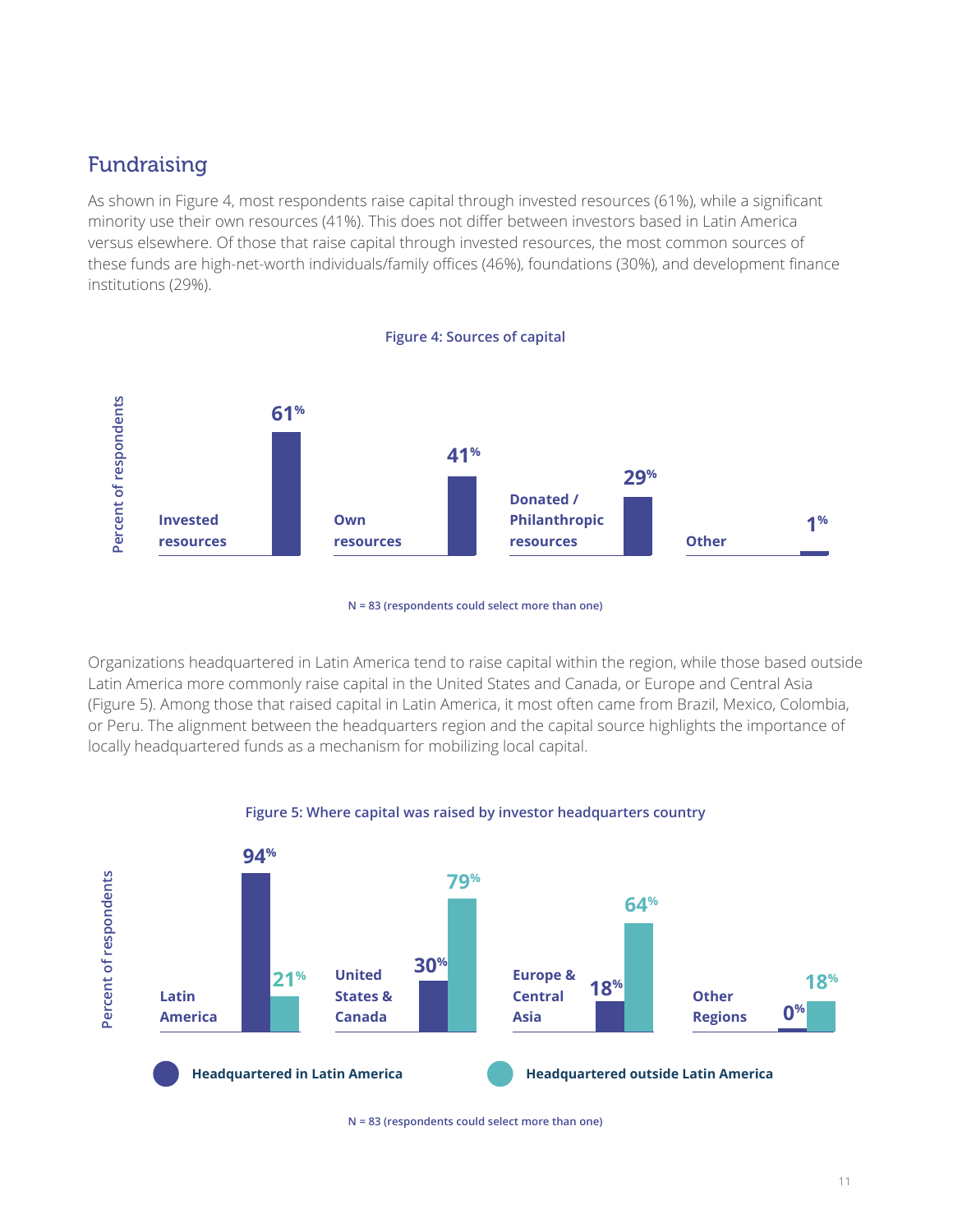## Fundraising

As shown in Figure 4, most respondents raise capital through invested resources (61%), while a significant minority use their own resources (41%). This does not differ between investors based in Latin America versus elsewhere. Of those that raise capital through invested resources, the most common sources of these funds are high-net-worth individuals/family offices (46%), foundations (30%), and development finance institutions (29%).

**Figure 4: Sources of capital**

| Source | Percent of respondents |
|---|---|
| Invested resources | 61% |
| Own resources | 41% |
| Donated / Philanthropic resources | 29% |
| Other | 1% |

N = 83 (respondents could select more than one)

Organizations headquartered in Latin America tend to raise capital within the region, while those based outside Latin America more commonly raise capital in the United States and Canada, or Europe and Central Asia (Figure 5). Among those that raised capital in Latin America, it most often came from Brazil, Mexico, Colombia, or Peru. The alignment between the headquarters region and the capital source highlights the importance of locally headquartered funds as a mechanism for mobilizing local capital.

**Figure 5: Where capital was raised by investor headquarters country**

| Region | Headquartered in Latin America | Headquartered outside Latin America |
|---|---|---|
| Latin America | 94% | 21% |
| United States & Canada | 30% | 79% |
| Europe & Central Asia | 18% | 64% |
| Other Regions | 0% | 18% |

N = 83 (respondents could select more than one)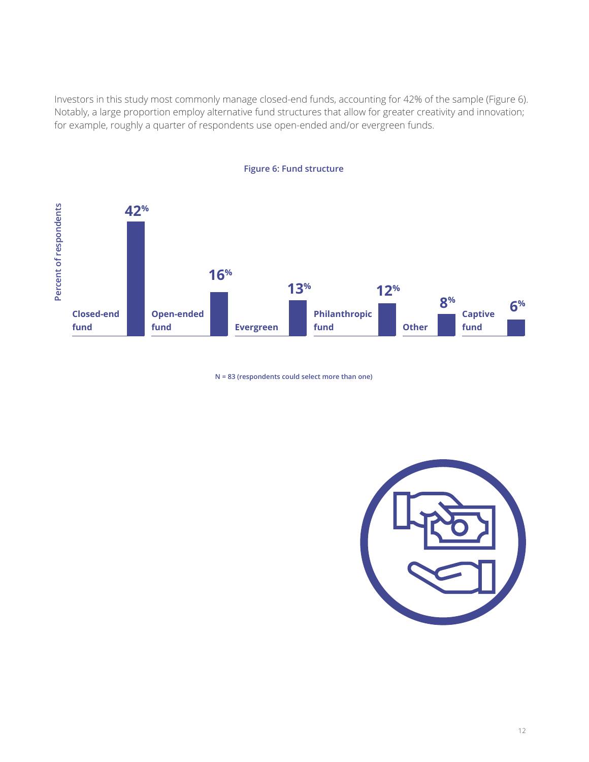Investors in this study most commonly manage closed-end funds, accounting for 42% of the sample (Figure 6). Notably, a large proportion employ alternative fund structures that allow for greater creativity and innovation; for example, roughly a quarter of respondents use open-ended and/or evergreen funds.

**Figure 6: Fund structure**

| Fund structure | Percent of respondents |
|---|---|
| Closed-end fund | 42% |
| Open-ended fund | 16% |
| Evergreen | 13% |
| Philanthropic fund | 12% |
| Other | 8% |
| Captive fund | 6% |

N = 83 (respondents could select more than one)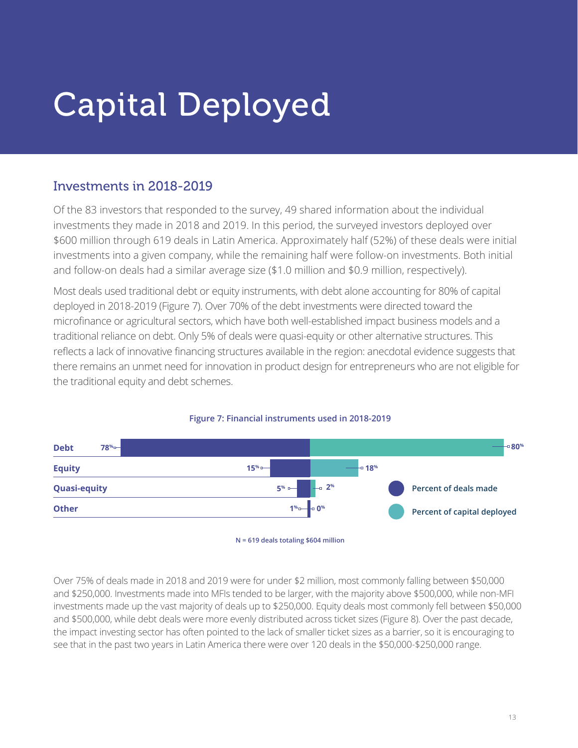# Capital Deployed

## Investments in 2018-2019

Of the 83 investors that responded to the survey, 49 shared information about the individual investments they made in 2018 and 2019. In this period, the surveyed investors deployed over $600 million through 619 deals in Latin America. Approximately half (52%) of these deals were initial investments into a given company, while the remaining half were follow-on investments. Both initial and follow-on deals had a similar average size ($1.0 million and $0.9 million, respectively).

Most deals used traditional debt or equity instruments, with debt alone accounting for 80% of capital deployed in 2018-2019 (Figure 7). Over 70% of the debt investments were directed toward the microfinance or agricultural sectors, which have both well-established impact business models and a traditional reliance on debt. Only 5% of deals were quasi-equity or other alternative structures. This reflects a lack of innovative financing structures available in the region: anecdotal evidence suggests that there remains an unmet need for innovation in product design for entrepreneurs who are not eligible for the traditional equity and debt schemes.

**Figure 7: Financial instruments used in 2018-2019**

| | Percent of deals made | Percent of capital deployed |
|---|---|---|
| Debt | 78% | 80% |
| Equity | 15% | 18% |
| Quasi-equity | 5% | 2% |
| Other | 1% | 0% |

N = 619 deals totaling $604 million

Over 75% of deals made in 2018 and 2019 were for under $2 million, most commonly falling between $50,000 and $250,000. Investments made into MFIs tended to be larger, with the majority above $500,000, while non-MFI investments made up the vast majority of deals up to $250,000. Equity deals most commonly fell between $50,000 and $500,000, while debt deals were more evenly distributed across ticket sizes (Figure 8). Over the past decade, the impact investing sector has often pointed to the lack of smaller ticket sizes as a barrier, so it is encouraging to see that in the past two years in Latin America there were over 120 deals in the $50,000-$250,000 range.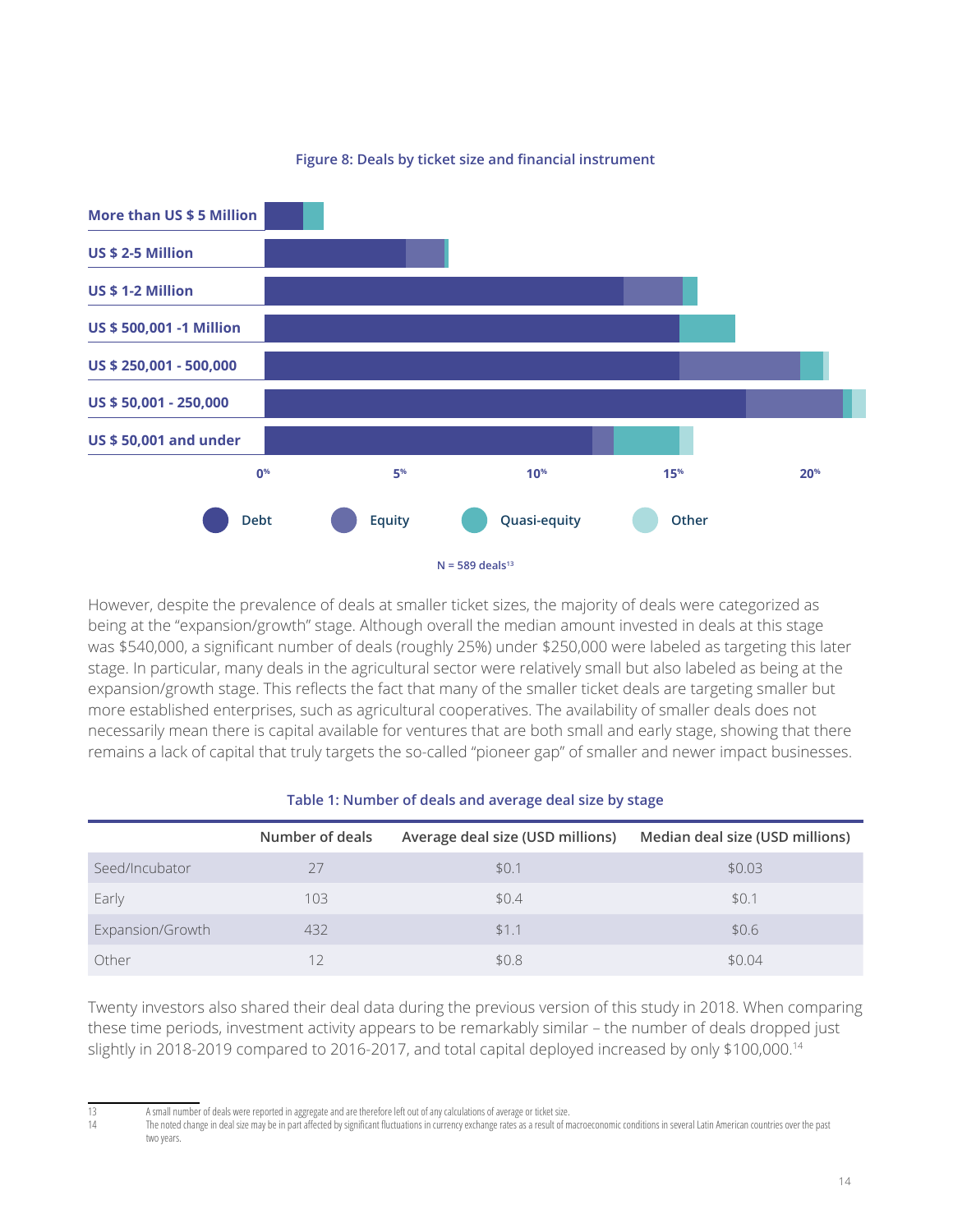**Figure 8: Deals by ticket size and financial instrument**

More than US $ 5 Million

US $ 2-5 Million

US $ 1-2 Million

US $ 500,001 -1 Million

US $ 250,001 - 500,000

US $ 50,001 - 250,000

US $ 50,001 and under

0% 5% 10% 15% 20%

Debt Equity Quasi-equity Other

N = 589 deals[13]

However, despite the prevalence of deals at smaller ticket sizes, the majority of deals were categorized as being at the "expansion/growth" stage. Although overall the median amount invested in deals at this stage was $540,000, a significant number of deals (roughly 25%) under $250,000 were labeled as targeting this later stage. In particular, many deals in the agricultural sector were relatively small but also labeled as being at the expansion/growth stage. This reflects the fact that many of the smaller ticket deals are targeting smaller but more established enterprises, such as agricultural cooperatives. The availability of smaller deals does not necessarily mean there is capital available for ventures that are both small and early stage, showing that there remains a lack of capital that truly targets the so-called "pioneer gap" of smaller and newer impact businesses.

**Table 1: Number of deals and average deal size by stage**

| | Number of deals | Average deal size (USD millions) | Median deal size (USD millions) |
|---|---|---|---|
| Seed/Incubator | 27 | $0.1 | $0.03 |
| Early | 103 | $0.4 | $0.1 |
| Expansion/Growth | 432 | $1.1 | $0.6 |
| Other | 12 | $0.8 | $0.04 |

Twenty investors also shared their deal data during the previous version of this study in 2018. When comparing these time periods, investment activity appears to be remarkably similar – the number of deals dropped just slightly in 2018-2019 compared to 2016-2017, and total capital deployed increased by only $100,000.[14]

13 A small number of deals were reported in aggregate and are therefore left out of any calculations of average or ticket size.

14 The noted change in deal size may be in part affected by significant fluctuations in currency exchange rates as a result of macroeconomic conditions in several Latin American countries over the past two years.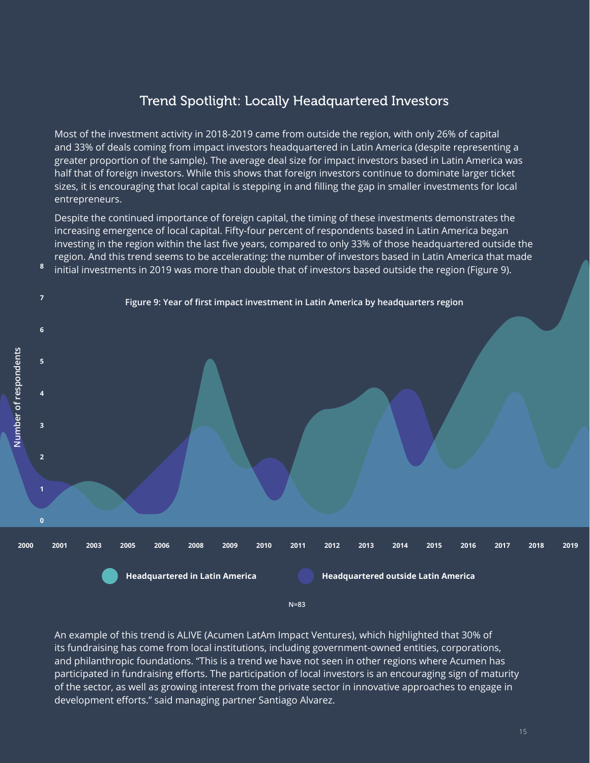## Trend Spotlight: Locally Headquartered Investors

Most of the investment activity in 2018-2019 came from outside the region, with only 26% of capital and 33% of deals coming from impact investors headquartered in Latin America (despite representing a greater proportion of the sample). The average deal size for impact investors based in Latin America was half that of foreign investors. While this shows that foreign investors continue to dominate larger ticket sizes, it is encouraging that local capital is stepping in and filling the gap in smaller investments for local entrepreneurs.

Despite the continued importance of foreign capital, the timing of these investments demonstrates the increasing emergence of local capital. Fifty-four percent of respondents based in Latin America began investing in the region within the last five years, compared to only 33% of those headquartered outside the region. And this trend seems to be accelerating: the number of investors based in Latin America that made initial investments in 2019 was more than double that of investors based outside the region (Figure 9).

**Figure 9: Year of first impact investment in Latin America by headquarters region**

Number of respondents: 0, 1, 2, 3, 4, 5, 6, 7, 8

Years: 2000, 2001, 2003, 2005, 2006, 2008, 2009, 2010, 2011, 2012, 2013, 2014, 2015, 2016, 2017, 2018, 2019

Headquartered in Latin America | Headquartered outside Latin America

N=83

An example of this trend is ALIVE (Acumen LatAm Impact Ventures), which highlighted that 30% of its fundraising has come from local institutions, including government-owned entities, corporations, and philanthropic foundations. "This is a trend we have not seen in other regions where Acumen has participated in fundraising efforts. The participation of local investors is an encouraging sign of maturity of the sector, as well as growing interest from the private sector in innovative approaches to engage in development efforts." said managing partner Santiago Alvarez.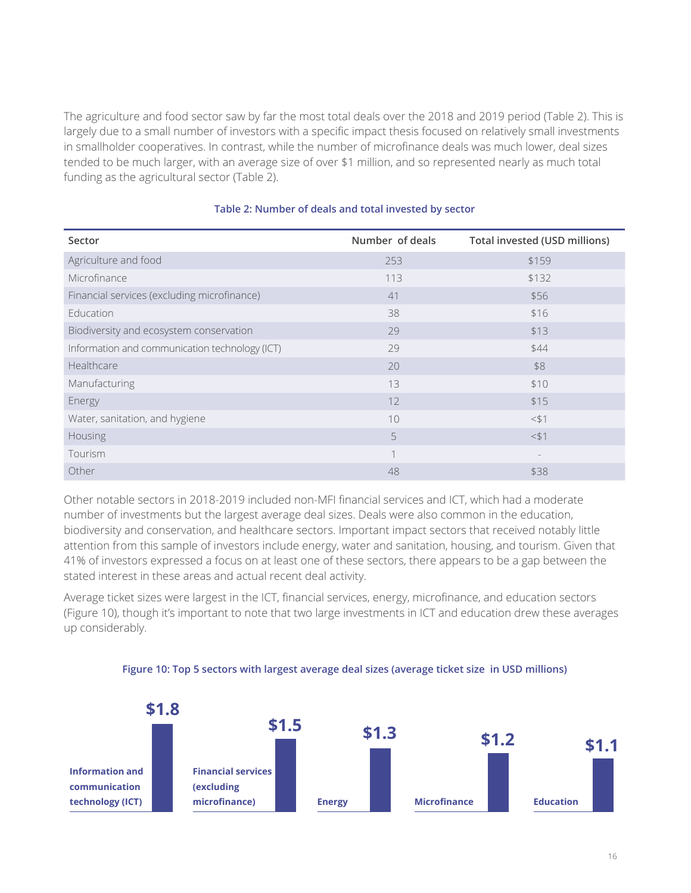The agriculture and food sector saw by far the most total deals over the 2018 and 2019 period (Table 2). This is largely due to a small number of investors with a specific impact thesis focused on relatively small investments in smallholder cooperatives. In contrast, while the number of microfinance deals was much lower, deal sizes tended to be much larger, with an average size of over $1 million, and so represented nearly as much total funding as the agricultural sector (Table 2).

**Table 2: Number of deals and total invested by sector**

| Sector | Number of deals | Total invested (USD millions) |
|---|---|---|
| Agriculture and food | 253 | $159 |
| Microfinance | 113 | $132 |
| Financial services (excluding microfinance) | 41 | $56 |
| Education | 38 | $16 |
| Biodiversity and ecosystem conservation | 29 | $13 |
| Information and communication technology (ICT) | 29 | $44 |
| Healthcare | 20 | $8 |
| Manufacturing | 13 | $10 |
| Energy | 12 | $15 |
| Water, sanitation, and hygiene | 10 | <$1 |
| Housing | 5 | <$1 |
| Tourism | 1 | - |
| Other | 48 | $38 |

Other notable sectors in 2018-2019 included non-MFI financial services and ICT, which had a moderate number of investments but the largest average deal sizes. Deals were also common in the education, biodiversity and conservation, and healthcare sectors. Important impact sectors that received notably little attention from this sample of investors include energy, water and sanitation, housing, and tourism. Given that 41% of investors expressed a focus on at least one of these sectors, there appears to be a gap between the stated interest in these areas and actual recent deal activity.

Average ticket sizes were largest in the ICT, financial services, energy, microfinance, and education sectors (Figure 10), though it's important to note that two large investments in ICT and education drew these averages up considerably.

**Figure 10: Top 5 sectors with largest average deal sizes (average ticket size in USD millions)**

| Sector | Average ticket size (USD millions) |
|---|---|
| Information and communication technology (ICT) | $1.8 |
| Financial services (excluding microfinance) | $1.5 |
| Energy | $1.3 |
| Microfinance | $1.2 |
| Education | $1.1 |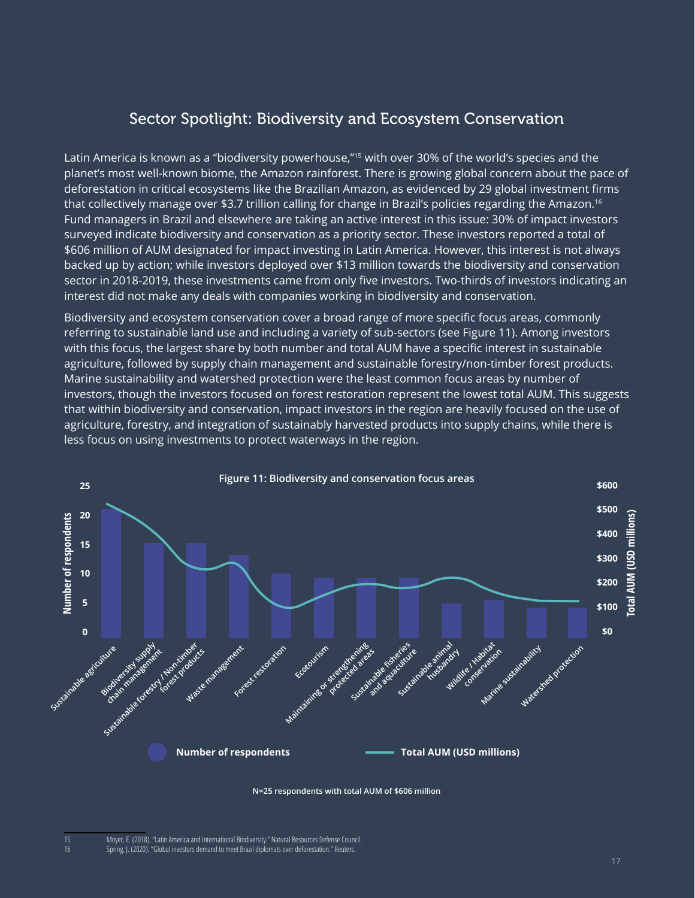## Sector Spotlight: Biodiversity and Ecosystem Conservation

Latin America is known as a "biodiversity powerhouse,"[15] with over 30% of the world's species and the planet's most well-known biome, the Amazon rainforest. There is growing global concern about the pace of deforestation in critical ecosystems like the Brazilian Amazon, as evidenced by 29 global investment firms that collectively manage over $3.7 trillion calling for change in Brazil's policies regarding the Amazon.[16] Fund managers in Brazil and elsewhere are taking an active interest in this issue: 30% of impact investors surveyed indicate biodiversity and conservation as a priority sector. These investors reported a total of $606 million of AUM designated for impact investing in Latin America. However, this interest is not always backed up by action; while investors deployed over $13 million towards the biodiversity and conservation sector in 2018-2019, these investments came from only five investors. Two-thirds of investors indicating an interest did not make any deals with companies working in biodiversity and conservation.

Biodiversity and ecosystem conservation cover a broad range of more specific focus areas, commonly referring to sustainable land use and including a variety of sub-sectors (see Figure 11). Among investors with this focus, the largest share by both number and total AUM have a specific interest in sustainable agriculture, followed by supply chain management and sustainable forestry/non-timber forest products. Marine sustainability and watershed protection were the least common focus areas by number of investors, though the investors focused on forest restoration represent the lowest total AUM. This suggests that within biodiversity and conservation, impact investors in the region are heavily focused on the use of agriculture, forestry, and integration of sustainably harvested products into supply chains, while there is less focus on using investments to protect waterways in the region.

**Figure 11: Biodiversity and conservation focus areas**

Categories (left to right): Sustainable agriculture; Biodiversity supply chain management; Sustainable forestry / Non-timber forest products; Waste management; Forest restoration; Ecotourism; Maintaining or strengthening protected areas; Sustainable fisheries and aquaculture; Sustainable animal husbandry; Wildlife / Habitat conservation; Marine sustainability; Watershed protection

Legend: Number of respondents (bars, left axis 0–25); Total AUM (USD millions) (line, right axis $0–$600)

N=25 respondents with total AUM of $606 million

---

15 Moyer, E. (2018). "Latin America and International Biodiversity." Natural Resources Defense Council.

16 Spring, J. (2020). "Global investors demand to meet Brazil diplomats over deforestation." Reuters.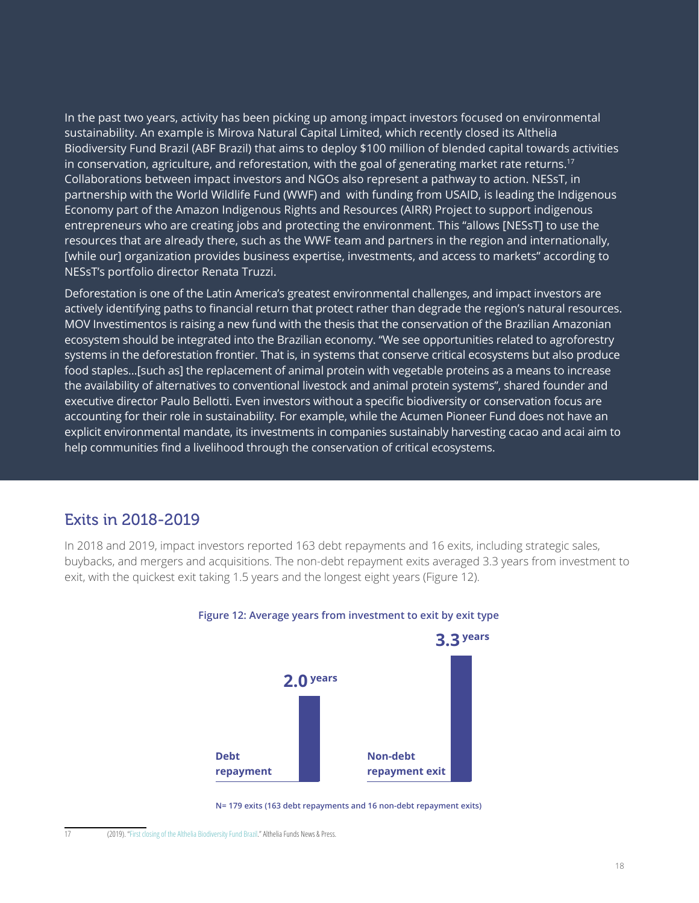In the past two years, activity has been picking up among impact investors focused on environmental sustainability. An example is Mirova Natural Capital Limited, which recently closed its Althelia Biodiversity Fund Brazil (ABF Brazil) that aims to deploy $100 million of blended capital towards activities in conservation, agriculture, and reforestation, with the goal of generating market rate returns.[17] Collaborations between impact investors and NGOs also represent a pathway to action. NESsT, in partnership with the World Wildlife Fund (WWF) and with funding from USAID, is leading the Indigenous Economy part of the Amazon Indigenous Rights and Resources (AIRR) Project to support indigenous entrepreneurs who are creating jobs and protecting the environment. This "allows [NESsT] to use the resources that are already there, such as the WWF team and partners in the region and internationally, [while our] organization provides business expertise, investments, and access to markets" according to NESsT's portfolio director Renata Truzzi.

Deforestation is one of the Latin America's greatest environmental challenges, and impact investors are actively identifying paths to financial return that protect rather than degrade the region's natural resources. MOV Investimentos is raising a new fund with the thesis that the conservation of the Brazilian Amazonian ecosystem should be integrated into the Brazilian economy. "We see opportunities related to agroforestry systems in the deforestation frontier. That is, in systems that conserve critical ecosystems but also produce food staples...[such as] the replacement of animal protein with vegetable proteins as a means to increase the availability of alternatives to conventional livestock and animal protein systems", shared founder and executive director Paulo Bellotti. Even investors without a specific biodiversity or conservation focus are accounting for their role in sustainability. For example, while the Acumen Pioneer Fund does not have an explicit environmental mandate, its investments in companies sustainably harvesting cacao and acai aim to help communities find a livelihood through the conservation of critical ecosystems.

## Exits in 2018-2019

In 2018 and 2019, impact investors reported 163 debt repayments and 16 exits, including strategic sales, buybacks, and mergers and acquisitions. The non-debt repayment exits averaged 3.3 years from investment to exit, with the quickest exit taking 1.5 years and the longest eight years (Figure 12).

**Figure 12: Average years from investment to exit by exit type**

| Exit type | Average years |
|---|---|
| Debt repayment | 2.0 years |
| Non-debt repayment exit | 3.3 years |

N= 179 exits (163 debt repayments and 16 non-debt repayment exits)

17 (2019). "First closing of the Althelia Biodiversity Fund Brazil." Althelia Funds News & Press.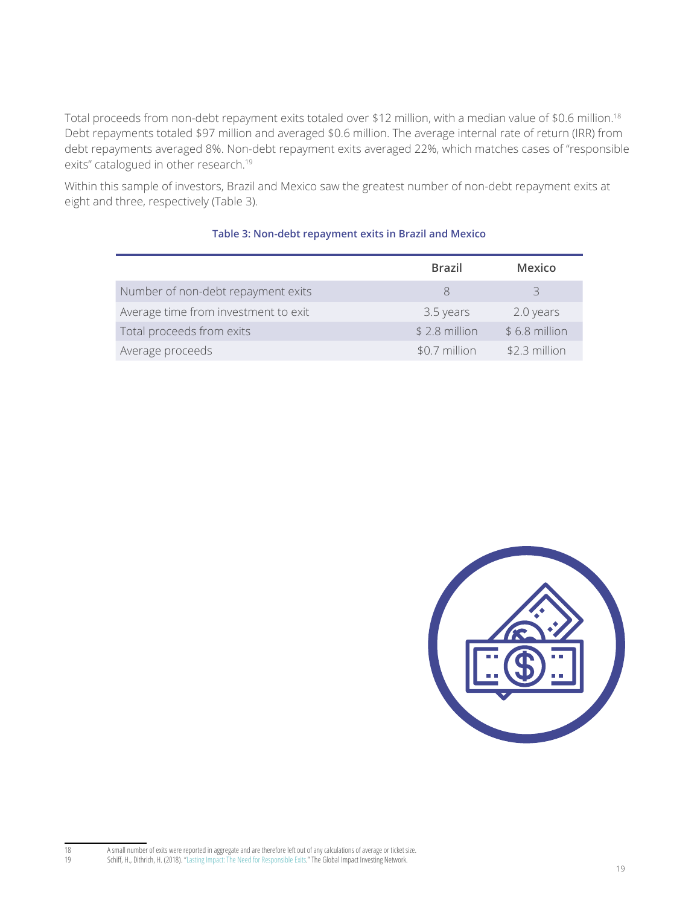Total proceeds from non-debt repayment exits totaled over $12 million, with a median value of $0.6 million.[18] Debt repayments totaled $97 million and averaged $0.6 million. The average internal rate of return (IRR) from debt repayments averaged 8%. Non-debt repayment exits averaged 22%, which matches cases of "responsible exits" catalogued in other research.[19]

Within this sample of investors, Brazil and Mexico saw the greatest number of non-debt repayment exits at eight and three, respectively (Table 3).

**Table 3: Non-debt repayment exits in Brazil and Mexico**

| | Brazil | Mexico |
|---|---|---|
| Number of non-debt repayment exits | 8 | 3 |
| Average time from investment to exit | 3.5 years | 2.0 years |
| Total proceeds from exits | $ 2.8 million | $ 6.8 million |
| Average proceeds | $0.7 million | $2.3 million |

18 A small number of exits were reported in aggregate and are therefore left out of any calculations of average or ticket size.

19 Schiff, H., Dithrich, H. (2018). "Lasting Impact: The Need for Responsible Exits." The Global Impact Investing Network.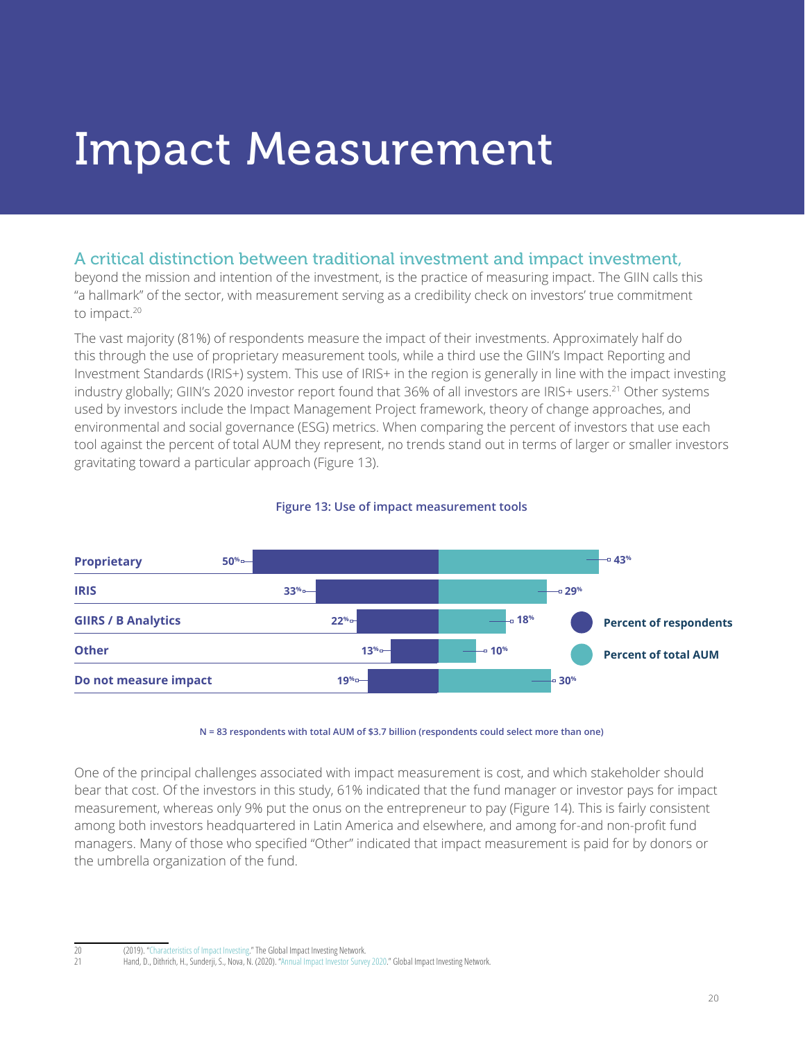# Impact Measurement

A critical distinction between traditional investment and impact investment, beyond the mission and intention of the investment, is the practice of measuring impact. The GIIN calls this "a hallmark" of the sector, with measurement serving as a credibility check on investors' true commitment to impact.[20]

The vast majority (81%) of respondents measure the impact of their investments. Approximately half do this through the use of proprietary measurement tools, while a third use the GIIN's Impact Reporting and Investment Standards (IRIS+) system. This use of IRIS+ in the region is generally in line with the impact investing industry globally; GIIN's 2020 investor report found that 36% of all investors are IRIS+ users.[21] Other systems used by investors include the Impact Management Project framework, theory of change approaches, and environmental and social governance (ESG) metrics. When comparing the percent of investors that use each tool against the percent of total AUM they represent, no trends stand out in terms of larger or smaller investors gravitating toward a particular approach (Figure 13).

**Figure 13: Use of impact measurement tools**

| | Percent of respondents | Percent of total AUM |
|---|---|---|
| Proprietary | 50% | 43% |
| IRIS | 33% | 29% |
| GIIRS / B Analytics | 22% | 18% |
| Other | 13% | 10% |
| Do not measure impact | 19% | 30% |

N = 83 respondents with total AUM of $3.7 billion (respondents could select more than one)

One of the principal challenges associated with impact measurement is cost, and which stakeholder should bear that cost. Of the investors in this study, 61% indicated that the fund manager or investor pays for impact measurement, whereas only 9% put the onus on the entrepreneur to pay (Figure 14). This is fairly consistent among both investors headquartered in Latin America and elsewhere, and among for-and non-profit fund managers. Many of those who specified "Other" indicated that impact measurement is paid for by donors or the umbrella organization of the fund.

---

20 (2019). "Characteristics of Impact Investing." The Global Impact Investing Network.

21 Hand, D., Dithrich, H., Sunderji, S., Nova, N. (2020). "Annual Impact Investor Survey 2020." Global Impact Investing Network.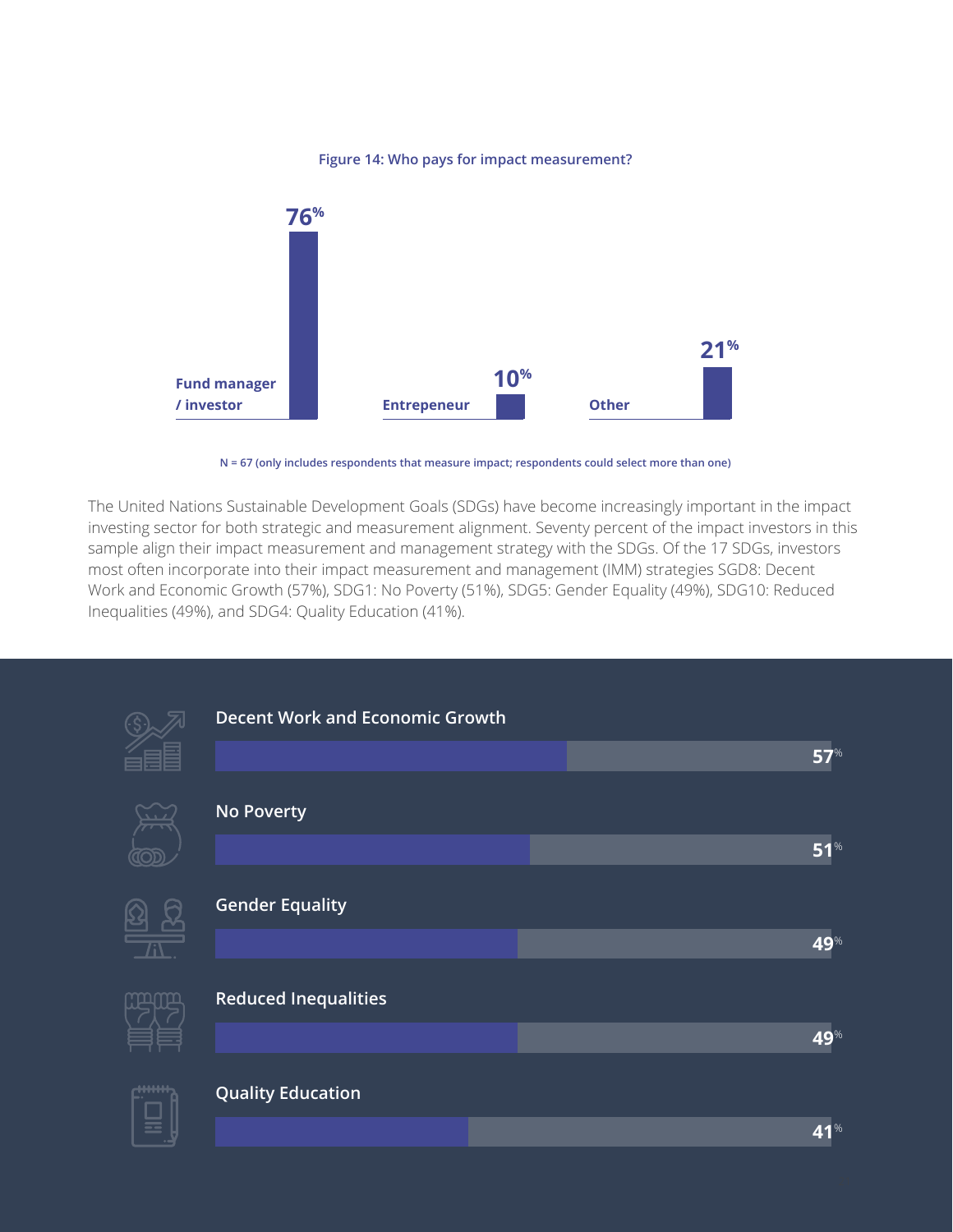**Figure 14: Who pays for impact measurement?**

| Who pays | % |
|---|---|
| Fund manager / investor | 76% |
| Entrepeneur | 10% |
| Other | 21% |

N = 67 (only includes respondents that measure impact; respondents could select more than one)

The United Nations Sustainable Development Goals (SDGs) have become increasingly important in the impact investing sector for both strategic and measurement alignment. Seventy percent of the impact investors in this sample align their impact measurement and management strategy with the SDGs. Of the 17 SDGs, investors most often incorporate into their impact measurement and management (IMM) strategies SGD8: Decent Work and Economic Growth (57%), SDG1: No Poverty (51%), SDG5: Gender Equality (49%), SDG10: Reduced Inequalities (49%), and SDG4: Quality Education (41%).

| SDG | % |
|---|---|
| Decent Work and Economic Growth | 57% |
| No Poverty | 51% |
| Gender Equality | 49% |
| Reduced Inequalities | 49% |
| Quality Education | 41% |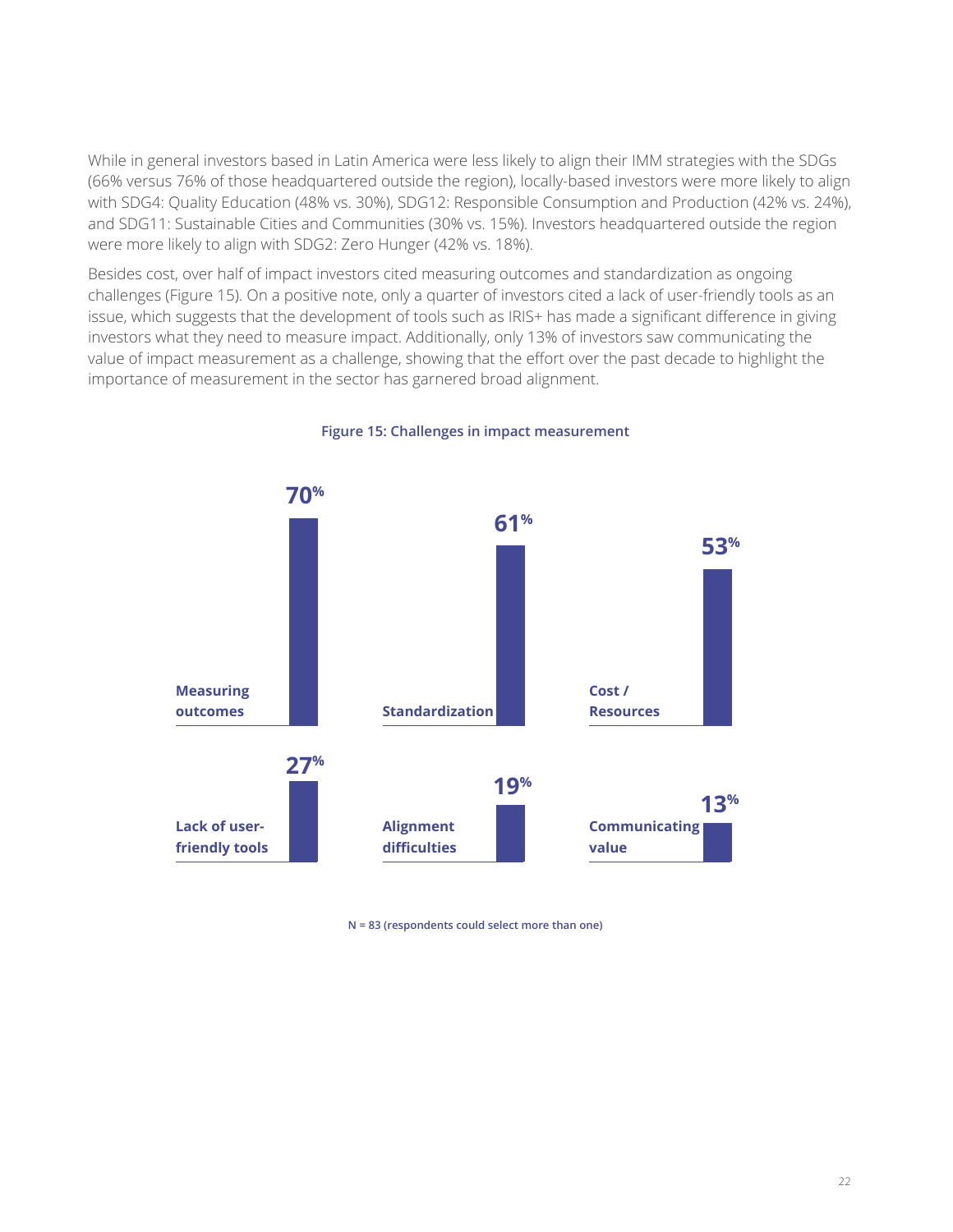While in general investors based in Latin America were less likely to align their IMM strategies with the SDGs (66% versus 76% of those headquartered outside the region), locally-based investors were more likely to align with SDG4: Quality Education (48% vs. 30%), SDG12: Responsible Consumption and Production (42% vs. 24%), and SDG11: Sustainable Cities and Communities (30% vs. 15%). Investors headquartered outside the region were more likely to align with SDG2: Zero Hunger (42% vs. 18%).

Besides cost, over half of impact investors cited measuring outcomes and standardization as ongoing challenges (Figure 15). On a positive note, only a quarter of investors cited a lack of user-friendly tools as an issue, which suggests that the development of tools such as IRIS+ has made a significant difference in giving investors what they need to measure impact. Additionally, only 13% of investors saw communicating the value of impact measurement as a challenge, showing that the effort over the past decade to highlight the importance of measurement in the sector has garnered broad alignment.

**Figure 15: Challenges in impact measurement**

| Challenge | Share |
|---|---|
| Measuring outcomes | 70% |
| Standardization | 61% |
| Cost / Resources | 53% |
| Lack of user-friendly tools | 27% |
| Alignment difficulties | 19% |
| Communicating value | 13% |

N = 83 (respondents could select more than one)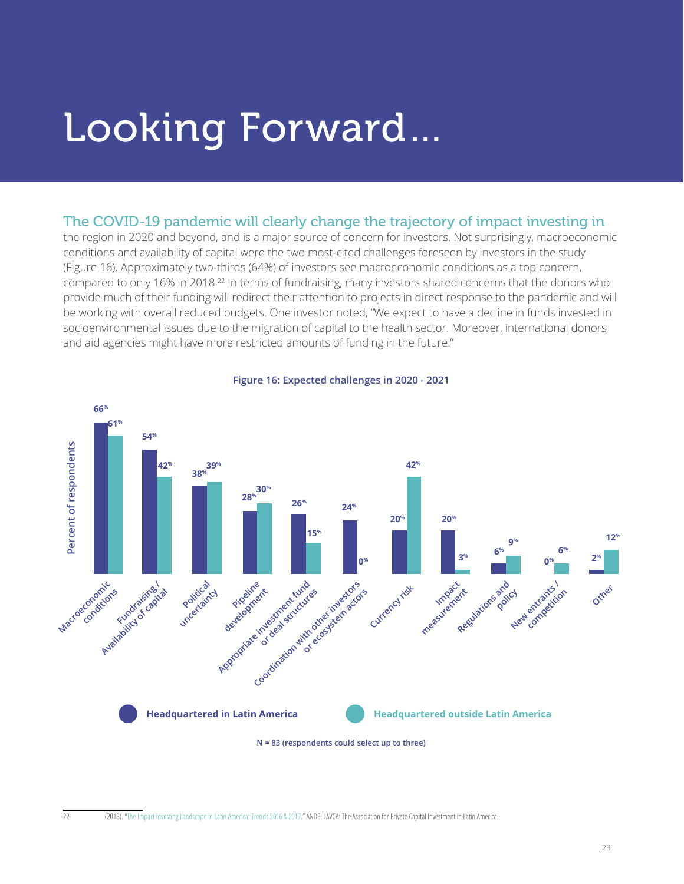# Looking Forward...

The COVID-19 pandemic will clearly change the trajectory of impact investing in the region in 2020 and beyond, and is a major source of concern for investors. Not surprisingly, macroeconomic conditions and availability of capital were the two most-cited challenges foreseen by investors in the study (Figure 16). Approximately two-thirds (64%) of investors see macroeconomic conditions as a top concern, compared to only 16% in 2018.[22] In terms of fundraising, many investors shared concerns that the donors who provide much of their funding will redirect their attention to projects in direct response to the pandemic and will be working with overall reduced budgets. One investor noted, "We expect to have a decline in funds invested in socioenvironmental issues due to the migration of capital to the health sector. Moreover, international donors and aid agencies might have more restricted amounts of funding in the future."

**Figure 16: Expected challenges in 2020 - 2021**

| Challenge | Headquartered in Latin America | Headquartered outside Latin America |
| --- | --- | --- |
| Macroeconomic conditions | 66% | 61% |
| Fundraising / Availability of capital | 54% | 42% |
| Political uncertainty | 38% | 39% |
| Pipeline development | 28% | 30% |
| Appropriate investment fund or deal structures | 26% | 15% |
| Coordination with other investors or ecosystem actors | 24% | 0% |
| Currency risk | 20% | 42% |
| Impact measurement | 20% | 3% |
| Regulations and policy | 6% | 9% |
| New entrants / competition | 0% | 6% |
| Other | 2% | 12% |

Percent of respondents

N = 83 (respondents could select up to three)

22 (2018). "The Impact Investing Landscape in Latin America: Trends 2016 & 2017." ANDE, LAVCA: The Association for Private Capital Investment in Latin America.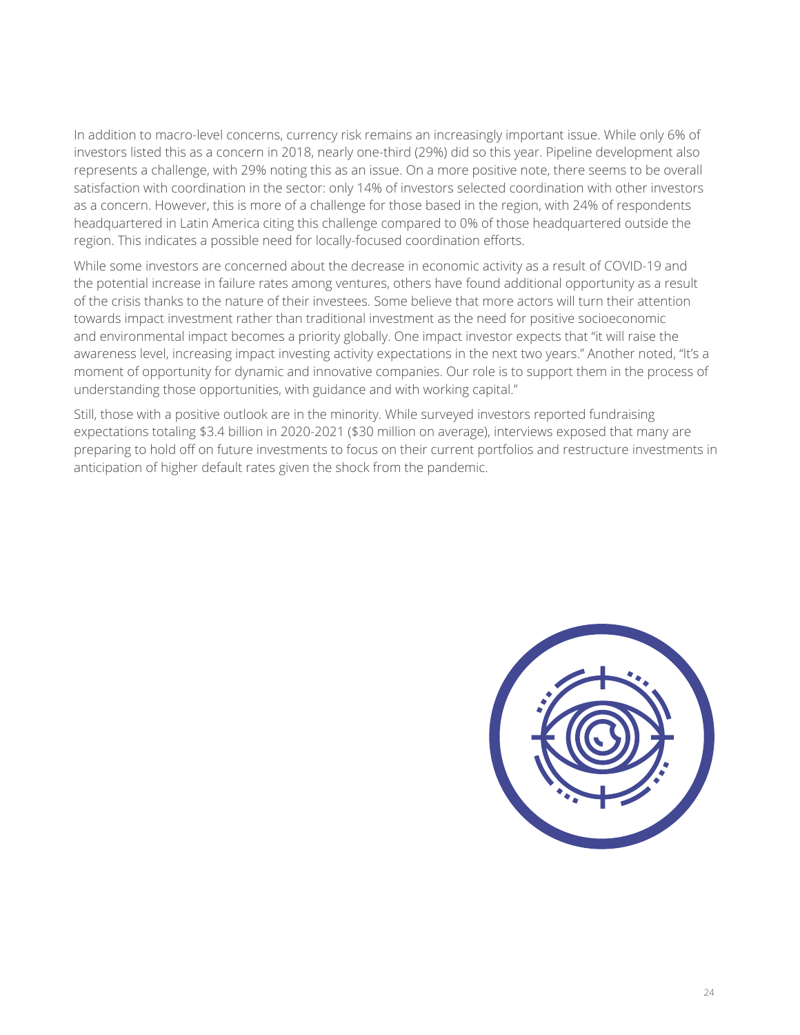In addition to macro-level concerns, currency risk remains an increasingly important issue. While only 6% of investors listed this as a concern in 2018, nearly one-third (29%) did so this year. Pipeline development also represents a challenge, with 29% noting this as an issue. On a more positive note, there seems to be overall satisfaction with coordination in the sector: only 14% of investors selected coordination with other investors as a concern. However, this is more of a challenge for those based in the region, with 24% of respondents headquartered in Latin America citing this challenge compared to 0% of those headquartered outside the region. This indicates a possible need for locally-focused coordination efforts.

While some investors are concerned about the decrease in economic activity as a result of COVID-19 and the potential increase in failure rates among ventures, others have found additional opportunity as a result of the crisis thanks to the nature of their investees. Some believe that more actors will turn their attention towards impact investment rather than traditional investment as the need for positive socioeconomic and environmental impact becomes a priority globally. One impact investor expects that "it will raise the awareness level, increasing impact investing activity expectations in the next two years." Another noted, "It's a moment of opportunity for dynamic and innovative companies. Our role is to support them in the process of understanding those opportunities, with guidance and with working capital."

Still, those with a positive outlook are in the minority. While surveyed investors reported fundraising expectations totaling $3.4 billion in 2020-2021 ($30 million on average), interviews exposed that many are preparing to hold off on future investments to focus on their current portfolios and restructure investments in anticipation of higher default rates given the shock from the pandemic.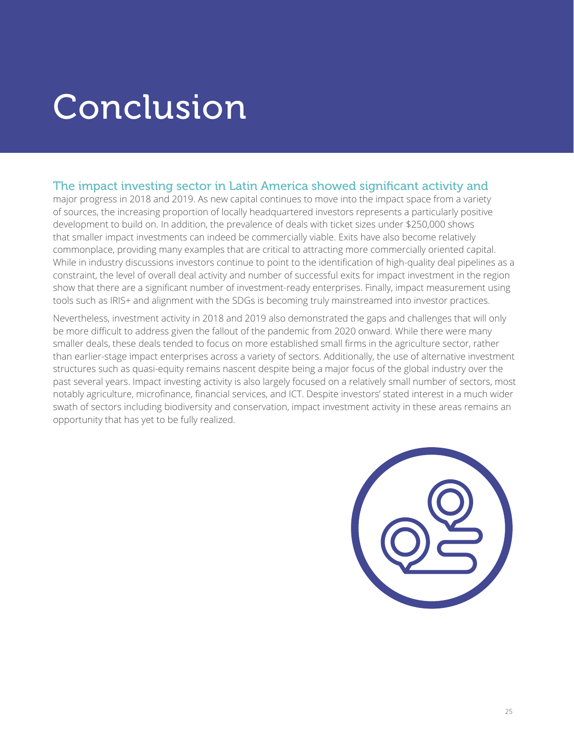# Conclusion

The impact investing sector in Latin America showed significant activity and major progress in 2018 and 2019. As new capital continues to move into the impact space from a variety of sources, the increasing proportion of locally headquartered investors represents a particularly positive development to build on. In addition, the prevalence of deals with ticket sizes under $250,000 shows that smaller impact investments can indeed be commercially viable. Exits have also become relatively commonplace, providing many examples that are critical to attracting more commercially oriented capital. While in industry discussions investors continue to point to the identification of high-quality deal pipelines as a constraint, the level of overall deal activity and number of successful exits for impact investment in the region show that there are a significant number of investment-ready enterprises. Finally, impact measurement using tools such as IRIS+ and alignment with the SDGs is becoming truly mainstreamed into investor practices.

Nevertheless, investment activity in 2018 and 2019 also demonstrated the gaps and challenges that will only be more difficult to address given the fallout of the pandemic from 2020 onward. While there were many smaller deals, these deals tended to focus on more established small firms in the agriculture sector, rather than earlier-stage impact enterprises across a variety of sectors. Additionally, the use of alternative investment structures such as quasi-equity remains nascent despite being a major focus of the global industry over the past several years. Impact investing activity is also largely focused on a relatively small number of sectors, most notably agriculture, microfinance, financial services, and ICT. Despite investors' stated interest in a much wider swath of sectors including biodiversity and conservation, impact investment activity in these areas remains an opportunity that has yet to be fully realized.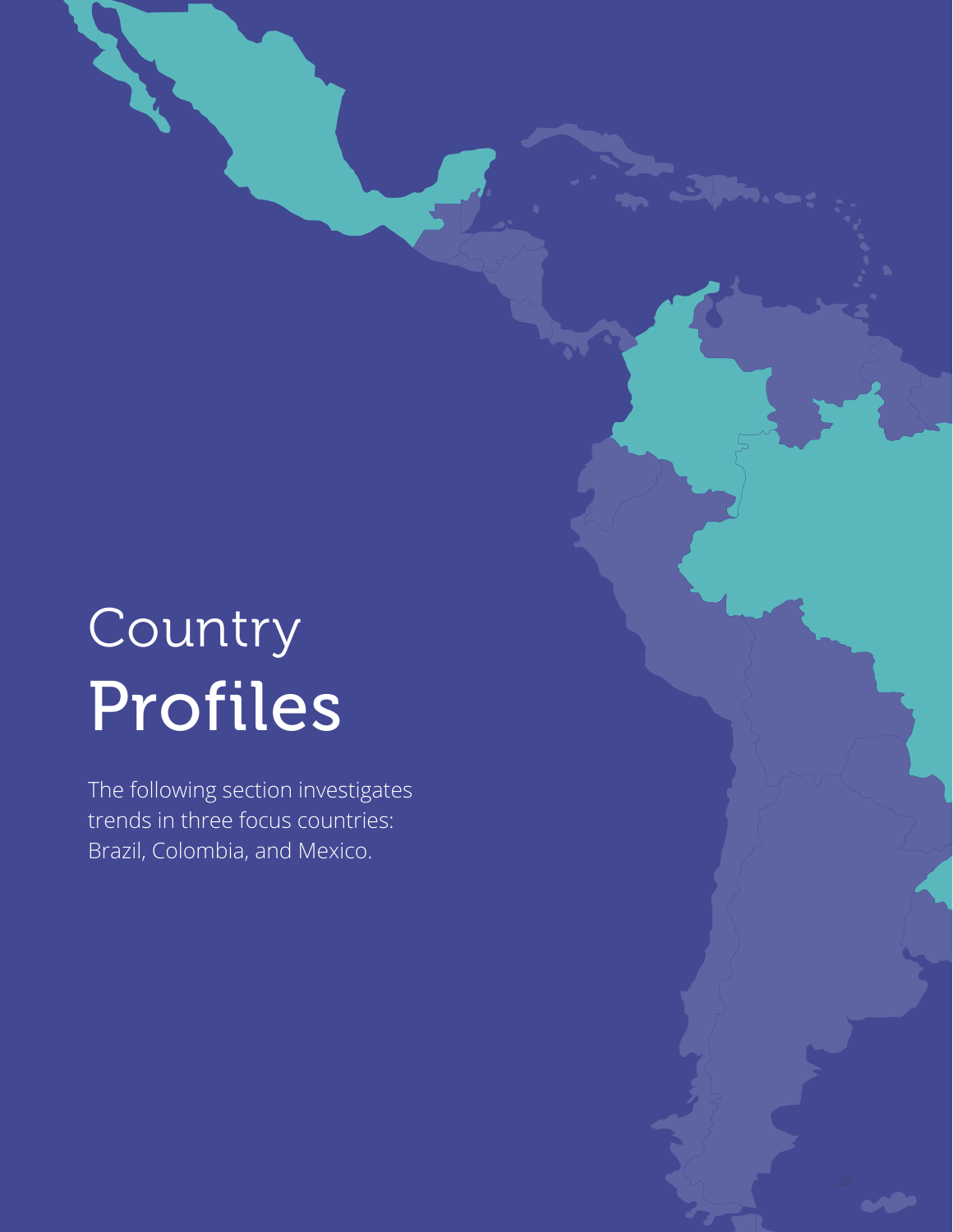# Country Profiles

The following section investigates trends in three focus countries: Brazil, Colombia, and Mexico.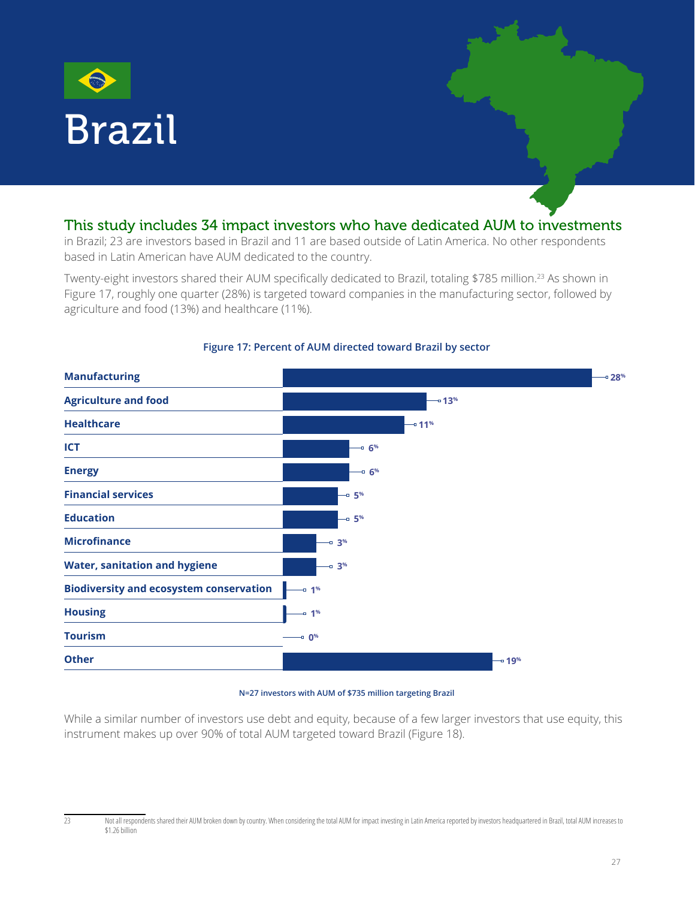# Brazil

**This study includes 34 impact investors who have dedicated AUM to investments** in Brazil; 23 are investors based in Brazil and 11 are based outside of Latin America. No other respondents based in Latin American have AUM dedicated to the country.

Twenty-eight investors shared their AUM specifically dedicated to Brazil, totaling $785 million.[23] As shown in Figure 17, roughly one quarter (28%) is targeted toward companies in the manufacturing sector, followed by agriculture and food (13%) and healthcare (11%).

**Figure 17: Percent of AUM directed toward Brazil by sector**

| Sector | Percent |
|---|---|
| Manufacturing | 28% |
| Agriculture and food | 13% |
| Healthcare | 11% |
| ICT | 6% |
| Energy | 6% |
| Financial services | 5% |
| Education | 5% |
| Microfinance | 3% |
| Water, sanitation and hygiene | 3% |
| Biodiversity and ecosystem conservation | 1% |
| Housing | 1% |
| Tourism | 0% |
| Other | 19% |

N=27 investors with AUM of $735 million targeting Brazil

While a similar number of investors use debt and equity, because of a few larger investors that use equity, this instrument makes up over 90% of total AUM targeted toward Brazil (Figure 18).

[23] Not all respondents shared their AUM broken down by country. When considering the total AUM for impact investing in Latin America reported by investors headquartered in Brazil, total AUM increases to $1.26 billion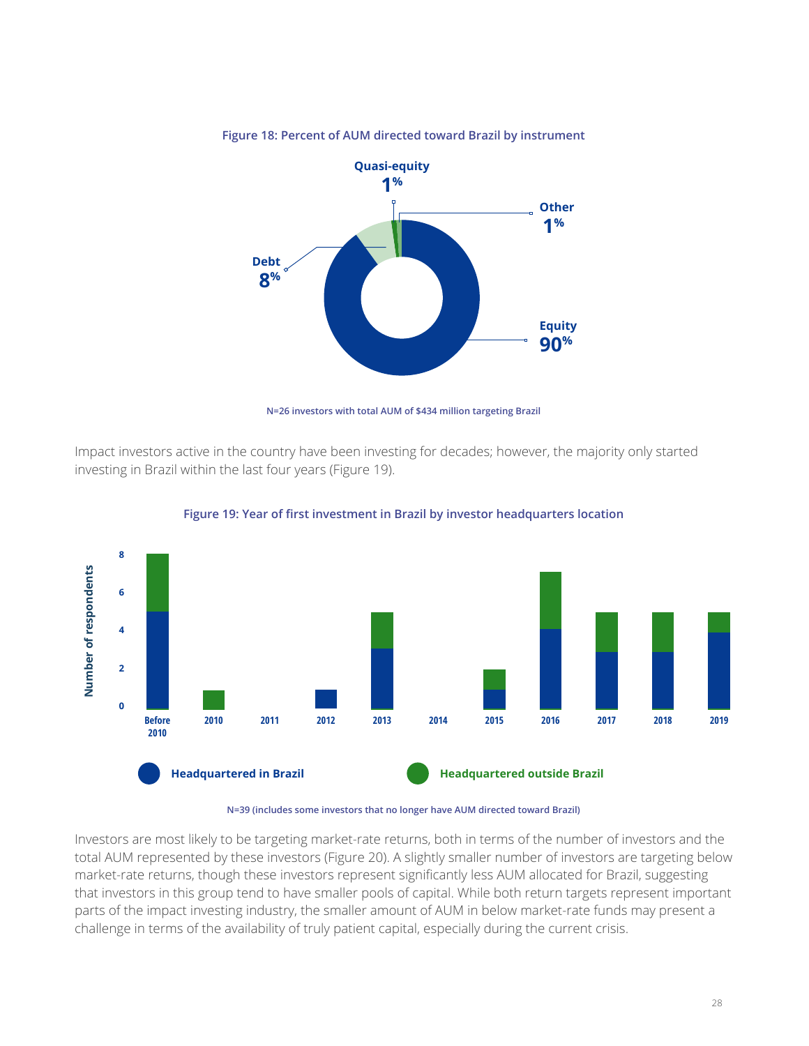**Figure 18: Percent of AUM directed toward Brazil by instrument**

| Instrument | Percent |
|---|---|
| Equity | 90% |
| Debt | 8% |
| Quasi-equity | 1% |
| Other | 1% |

N=26 investors with total AUM of $434 million targeting Brazil

Impact investors active in the country have been investing for decades; however, the majority only started investing in Brazil within the last four years (Figure 19).

**Figure 19: Year of first investment in Brazil by investor headquarters location**

| Year | Headquartered in Brazil | Headquartered outside Brazil |
|---|---|---|
| Before 2010 | 5 | 3 |
| 2010 | 0 | 1 |
| 2011 | 0 | 0 |
| 2012 | 1 | 0 |
| 2013 | 3 | 2 |
| 2014 | 0 | 0 |
| 2015 | 1 | 1 |
| 2016 | 4 | 3 |
| 2017 | 3 | 2 |
| 2018 | 3 | 2 |
| 2019 | 4 | 1 |

N=39 (includes some investors that no longer have AUM directed toward Brazil)

Investors are most likely to be targeting market-rate returns, both in terms of the number of investors and the total AUM represented by these investors (Figure 20). A slightly smaller number of investors are targeting below market-rate returns, though these investors represent significantly less AUM allocated for Brazil, suggesting that investors in this group tend to have smaller pools of capital. While both return targets represent important parts of the impact investing industry, the smaller amount of AUM in below market-rate funds may present a challenge in terms of the availability of truly patient capital, especially during the current crisis.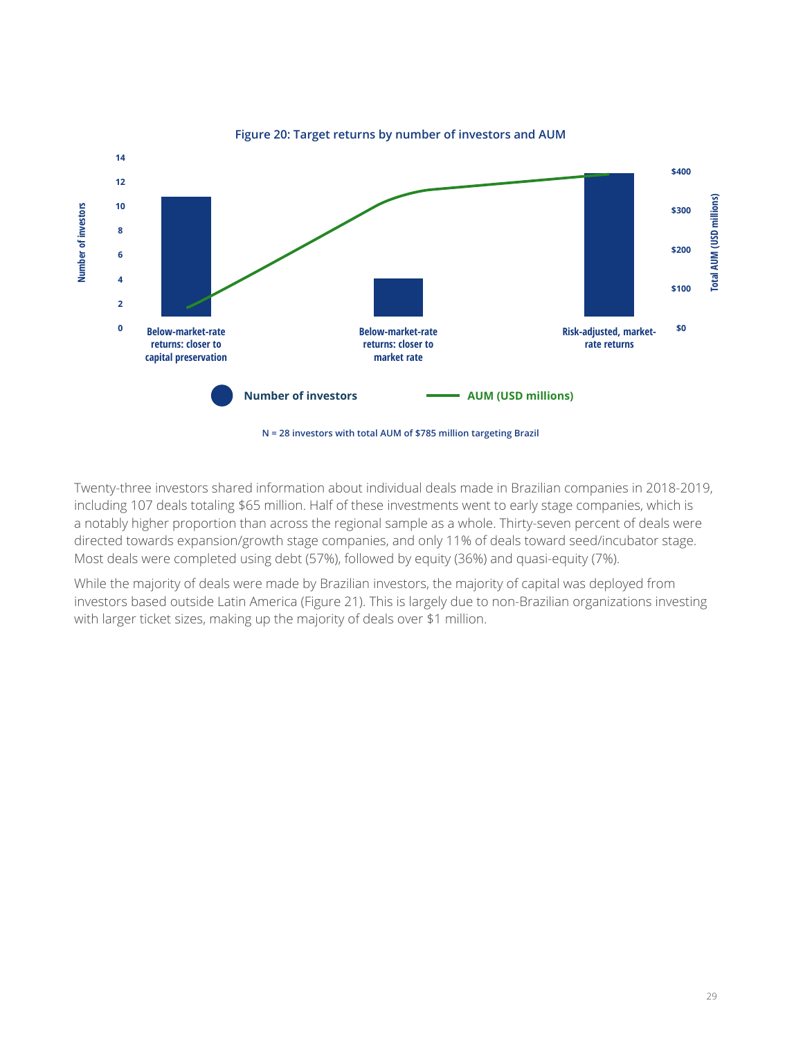**Figure 20: Target returns by number of investors and AUM**

N = 28 investors with total AUM of $785 million targeting Brazil

Twenty-three investors shared information about individual deals made in Brazilian companies in 2018-2019, including 107 deals totaling $65 million. Half of these investments went to early stage companies, which is a notably higher proportion than across the regional sample as a whole. Thirty-seven percent of deals were directed towards expansion/growth stage companies, and only 11% of deals toward seed/incubator stage. Most deals were completed using debt (57%), followed by equity (36%) and quasi-equity (7%).

While the majority of deals were made by Brazilian investors, the majority of capital was deployed from investors based outside Latin America (Figure 21). This is largely due to non-Brazilian organizations investing with larger ticket sizes, making up the majority of deals over $1 million.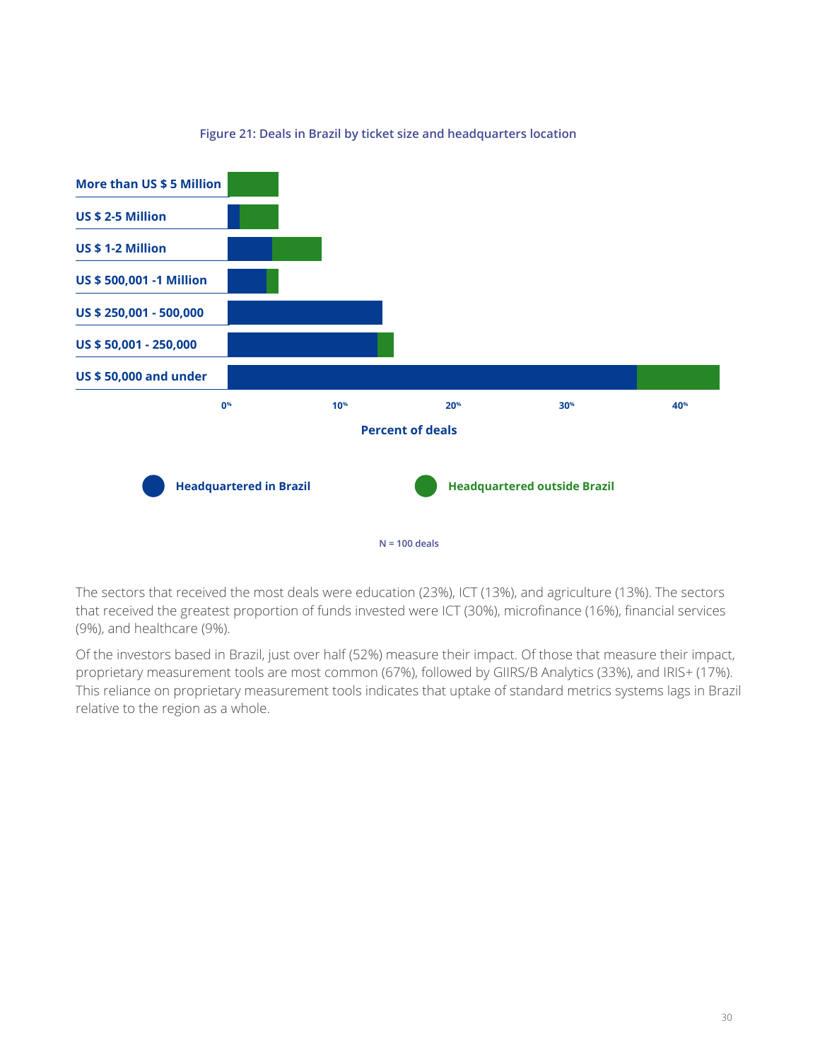**Figure 21: Deals in Brazil by ticket size and headquarters location**

| Ticket size |
|---|
| More than US $ 5 Million |
| US $ 2-5 Million |
| US $ 1-2 Million |
| US $ 500,001 -1 Million |
| US $ 250,001 - 500,000 |
| US $ 50,001 - 250,000 |
| US $ 50,000 and under |

Percent of deals (0%, 10%, 20%, 30%, 40%)

Headquartered in Brazil | Headquartered outside Brazil

N = 100 deals

The sectors that received the most deals were education (23%), ICT (13%), and agriculture (13%). The sectors that received the greatest proportion of funds invested were ICT (30%), microfinance (16%), financial services (9%), and healthcare (9%).

Of the investors based in Brazil, just over half (52%) measure their impact. Of those that measure their impact, proprietary measurement tools are most common (67%), followed by GIIRS/B Analytics (33%), and IRIS+ (17%). This reliance on proprietary measurement tools indicates that uptake of standard metrics systems lags in Brazil relative to the region as a whole.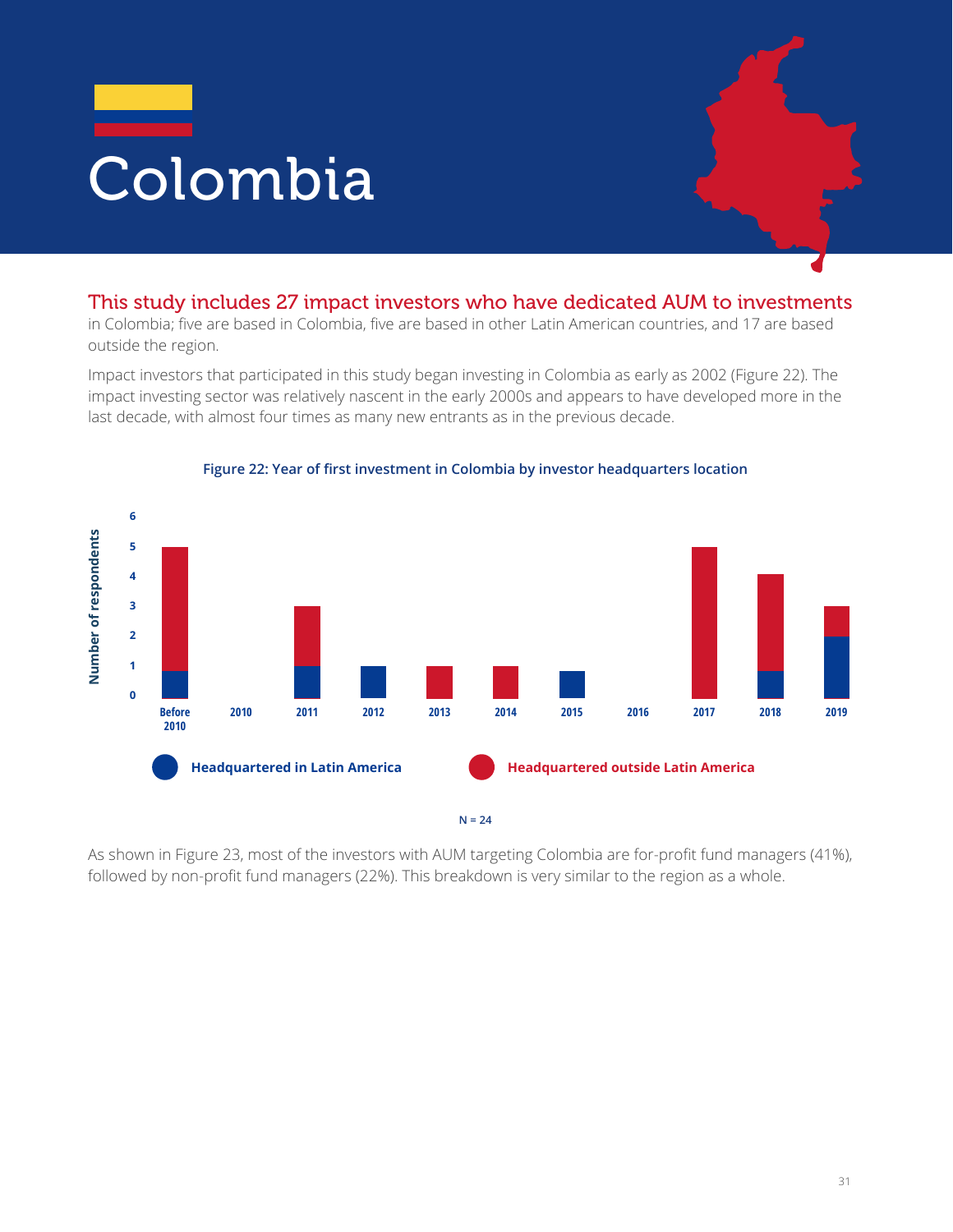# Colombia

This study includes 27 impact investors who have dedicated AUM to investments in Colombia; five are based in Colombia, five are based in other Latin American countries, and 17 are based outside the region.

Impact investors that participated in this study began investing in Colombia as early as 2002 (Figure 22). The impact investing sector was relatively nascent in the early 2000s and appears to have developed more in the last decade, with almost four times as many new entrants as in the previous decade.

**Figure 22: Year of first investment in Colombia by investor headquarters location**

| Year | Headquartered in Latin America | Headquartered outside Latin America |
|---|---|---|
| Before 2010 | 1 | 4 |
| 2010 | 0 | 0 |
| 2011 | 1 | 2 |
| 2012 | 1 | 0 |
| 2013 | 0 | 1 |
| 2014 | 0 | 1 |
| 2015 | 1 | 0 |
| 2016 | 0 | 0 |
| 2017 | 0 | 5 |
| 2018 | 1 | 3 |
| 2019 | 2 | 1 |

N = 24

As shown in Figure 23, most of the investors with AUM targeting Colombia are for-profit fund managers (41%), followed by non-profit fund managers (22%). This breakdown is very similar to the region as a whole.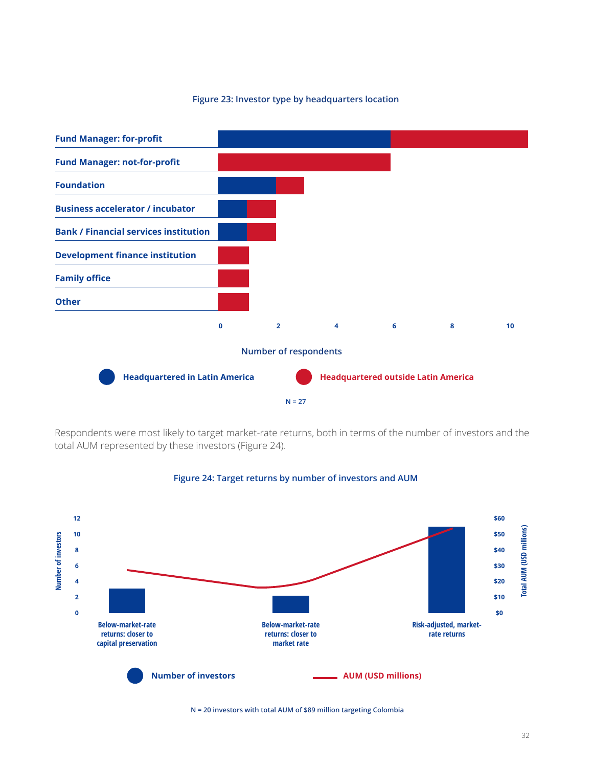**Figure 23: Investor type by headquarters location**

| Investor type | Headquartered in Latin America | Headquartered outside Latin America |
|---|---|---|
| Fund Manager: for-profit | 6 | 5 |
| Fund Manager: not-for-profit | 0 | 6 |
| Foundation | 2 | 1 |
| Business accelerator / incubator | 1 | 1 |
| Bank / Financial services institution | 1 | 1 |
| Development finance institution | 0 | 1 |
| Family office | 0 | 1 |
| Other | 0 | 1 |

Number of respondents

N = 27

Respondents were most likely to target market-rate returns, both in terms of the number of investors and the total AUM represented by these investors (Figure 24).

**Figure 24: Target returns by number of investors and AUM**

| Target returns | Number of investors |
|---|---|
| Below-market-rate returns: closer to capital preservation | 3 |
| Below-market-rate returns: closer to market rate | 2 |
| Risk-adjusted, market-rate returns | 11 |

N = 20 investors with total AUM of $89 million targeting Colombia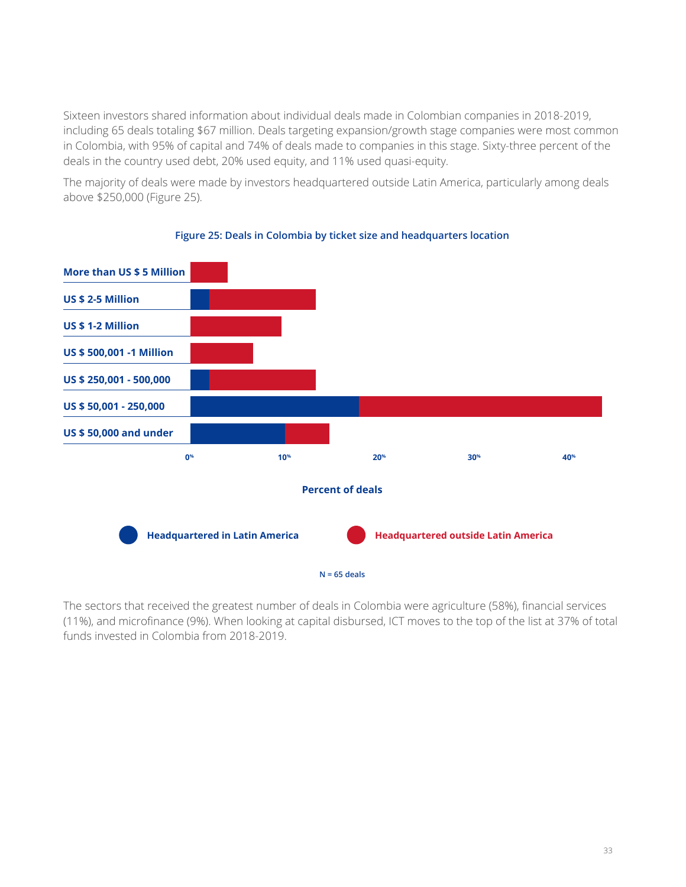Sixteen investors shared information about individual deals made in Colombian companies in 2018-2019, including 65 deals totaling $67 million. Deals targeting expansion/growth stage companies were most common in Colombia, with 95% of capital and 74% of deals made to companies in this stage. Sixty-three percent of the deals in the country used debt, 20% used equity, and 11% used quasi-equity.

The majority of deals were made by investors headquartered outside Latin America, particularly among deals above $250,000 (Figure 25).

**Figure 25: Deals in Colombia by ticket size and headquarters location**

More than US $ 5 Million

US $ 2-5 Million

US $ 1-2 Million

US $ 500,001 -1 Million

US $ 250,001 - 500,000

US $ 50,001 - 250,000

US $ 50,000 and under

0% 10% 20% 30% 40%

Percent of deals

Headquartered in Latin America — Headquartered outside Latin America

N = 65 deals

The sectors that received the greatest number of deals in Colombia were agriculture (58%), financial services (11%), and microfinance (9%). When looking at capital disbursed, ICT moves to the top of the list at 37% of total funds invested in Colombia from 2018-2019.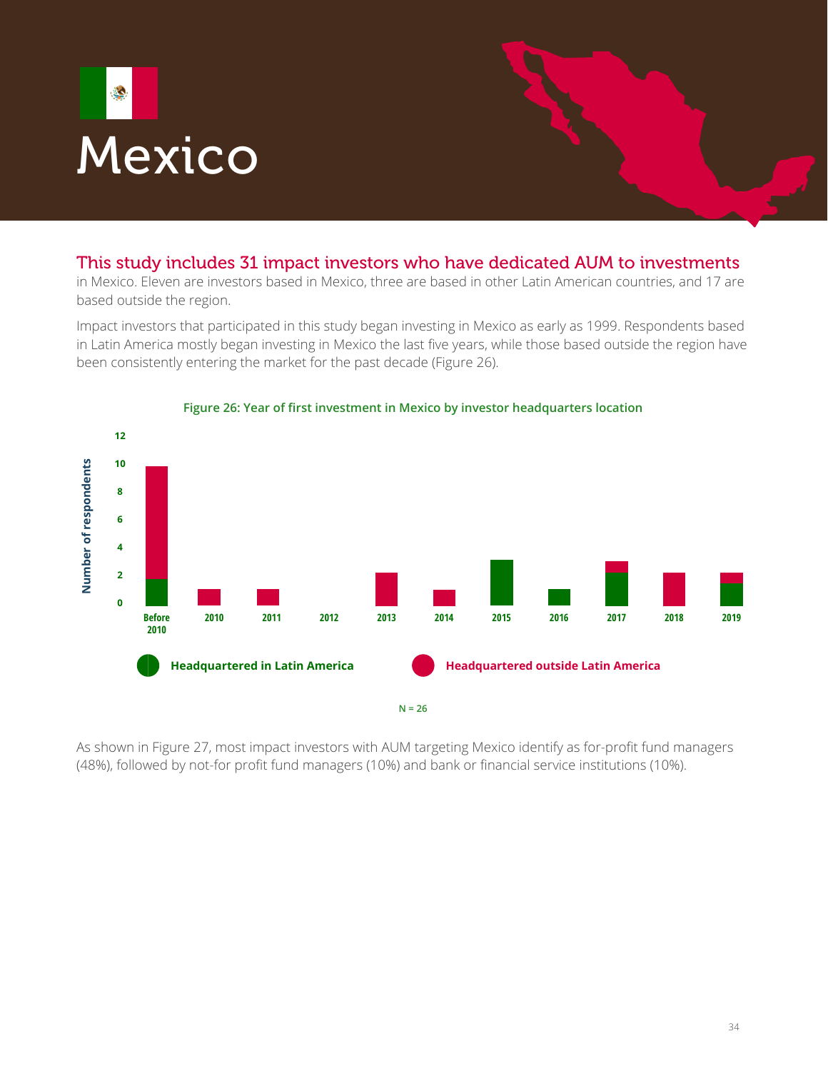# Mexico

This study includes 31 impact investors who have dedicated AUM to investments in Mexico. Eleven are investors based in Mexico, three are based in other Latin American countries, and 17 are based outside the region.

Impact investors that participated in this study began investing in Mexico as early as 1999. Respondents based in Latin America mostly began investing in Mexico the last five years, while those based outside the region have been consistently entering the market for the past decade (Figure 26).

Figure 26: Year of first investment in Mexico by investor headquarters location

| Year | Headquartered in Latin America | Headquartered outside Latin America |
|---|---|---|
| Before 2010 | 2 | 8 |
| 2010 | 0 | 1 |
| 2011 | 0 | 1 |
| 2012 | 0 | 0 |
| 2013 | 0 | 2 |
| 2014 | 0 | 1 |
| 2015 | 3 | 0 |
| 2016 | 1 | 0 |
| 2017 | 2 | 1 |
| 2018 | 0 | 2 |
| 2019 | 1 | 1 |

N = 26

As shown in Figure 27, most impact investors with AUM targeting Mexico identify as for-profit fund managers (48%), followed by not-for profit fund managers (10%) and bank or financial service institutions (10%).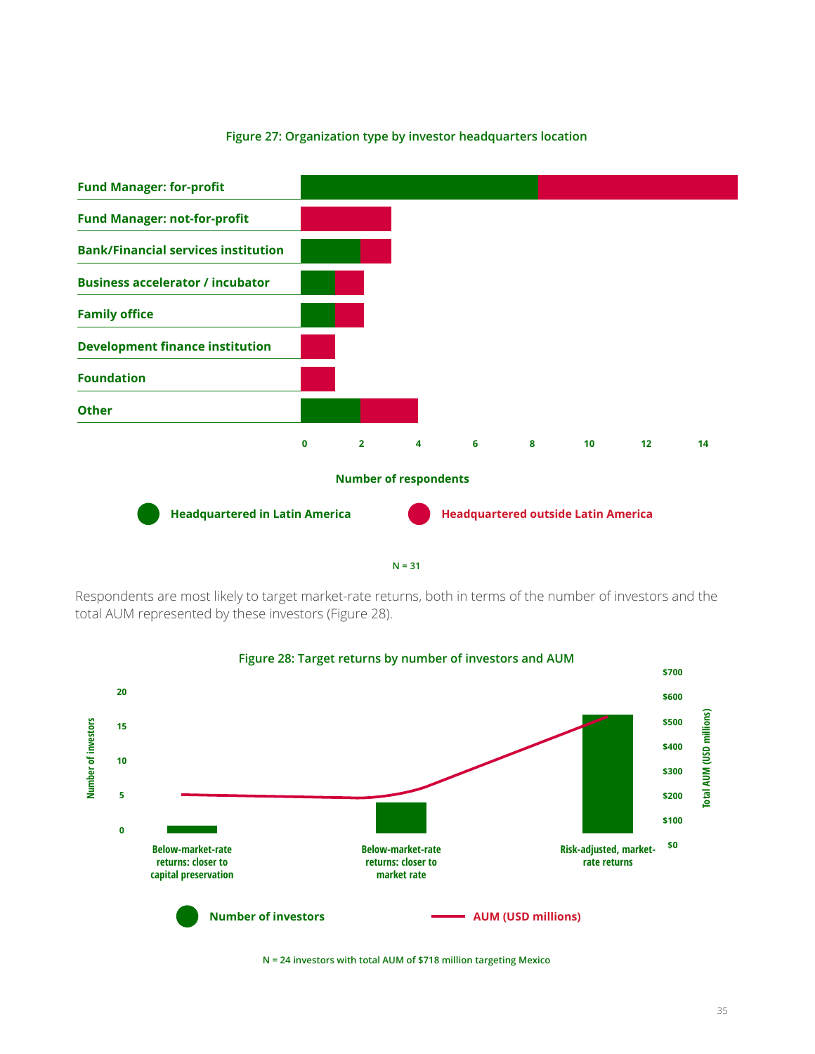**Figure 27: Organization type by investor headquarters location**

| Organization type | Headquartered in Latin America | Headquartered outside Latin America |
| --- | --- | --- |
| Fund Manager: for-profit | 8 | 7 |
| Fund Manager: not-for-profit | 0 | 3 |
| Bank/Financial services institution | 2 | 1 |
| Business accelerator / incubator | 1 | 1 |
| Family office | 1 | 1 |
| Development finance institution | 0 | 1 |
| Foundation | 0 | 1 |
| Other | 2 | 2 |

Number of respondents

N = 31

Respondents are most likely to target market-rate returns, both in terms of the number of investors and the total AUM represented by these investors (Figure 28).

**Figure 28: Target returns by number of investors and AUM**

| Target returns | Number of investors | AUM (USD millions) |
| --- | --- | --- |
| Below-market-rate returns: closer to capital preservation | 1 | ~200 |
| Below-market-rate returns: closer to market rate | 4 | ~190 |
| Risk-adjusted, market-rate returns | 17 | ~520 |

N = 24 investors with total AUM of $718 million targeting Mexico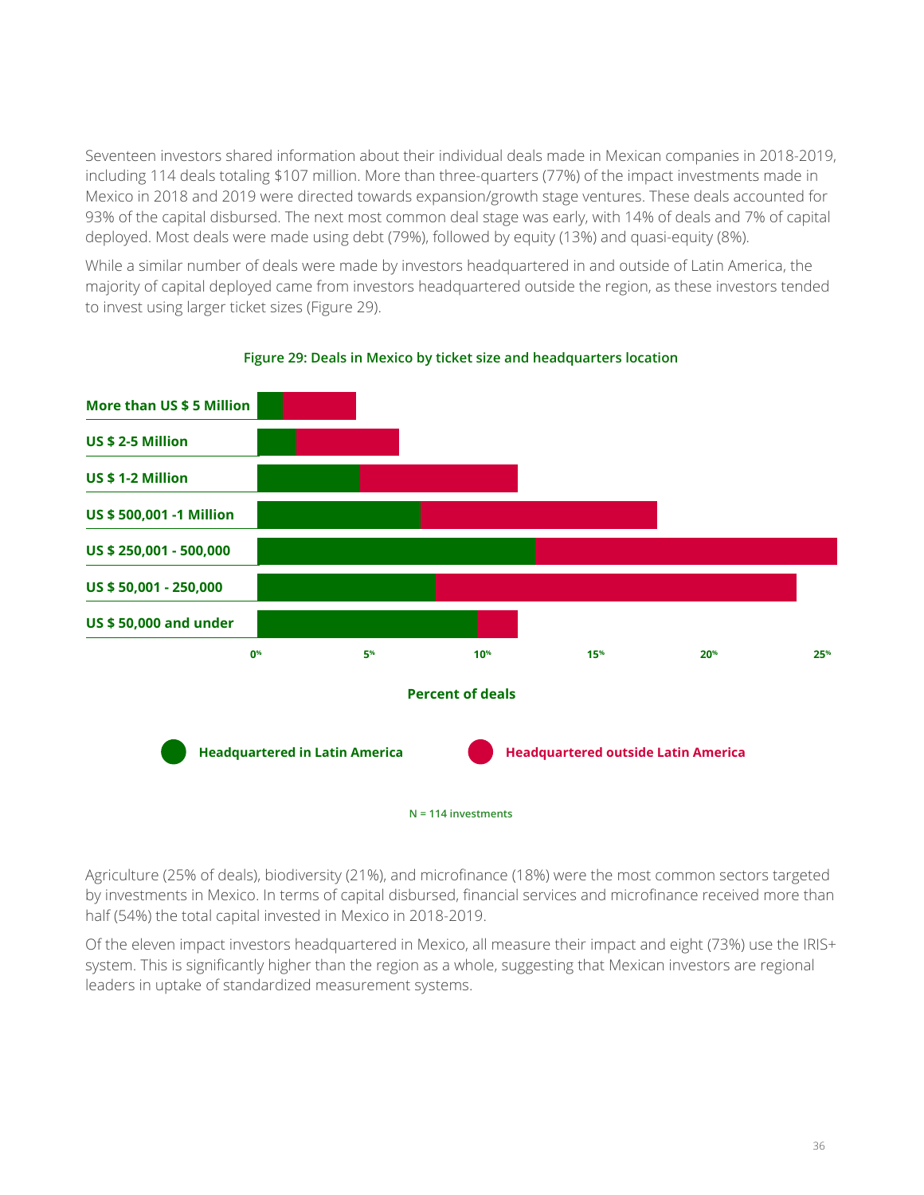Seventeen investors shared information about their individual deals made in Mexican companies in 2018-2019, including 114 deals totaling $107 million. More than three-quarters (77%) of the impact investments made in Mexico in 2018 and 2019 were directed towards expansion/growth stage ventures. These deals accounted for 93% of the capital disbursed. The next most common deal stage was early, with 14% of deals and 7% of capital deployed. Most deals were made using debt (79%), followed by equity (13%) and quasi-equity (8%).

While a similar number of deals were made by investors headquartered in and outside of Latin America, the majority of capital deployed came from investors headquartered outside the region, as these investors tended to invest using larger ticket sizes (Figure 29).

**Figure 29: Deals in Mexico by ticket size and headquarters location**

More than US $ 5 Million
US $ 2-5 Million
US $ 1-2 Million
US $ 500,001 -1 Million
US $ 250,001 - 500,000
US $ 50,001 - 250,000
US $ 50,000 and under

0% 5% 10% 15% 20% 25%

Percent of deals

Headquartered in Latin America
Headquartered outside Latin America

N = 114 investments

Agriculture (25% of deals), biodiversity (21%), and microfinance (18%) were the most common sectors targeted by investments in Mexico. In terms of capital disbursed, financial services and microfinance received more than half (54%) the total capital invested in Mexico in 2018-2019.

Of the eleven impact investors headquartered in Mexico, all measure their impact and eight (73%) use the IRIS+ system. This is significantly higher than the region as a whole, suggesting that Mexican investors are regional leaders in uptake of standardized measurement systems.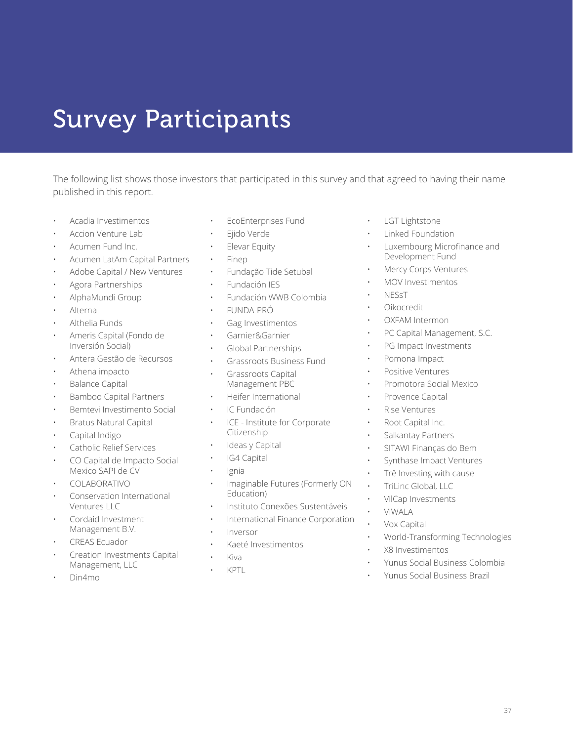# Survey Participants

The following list shows those investors that participated in this survey and that agreed to having their name published in this report.

- Acadia Investimentos
- Accion Venture Lab
- Acumen Fund Inc.
- Acumen LatAm Capital Partners
- Adobe Capital / New Ventures
- Agora Partnerships
- AlphaMundi Group
- Alterna
- Althelia Funds
- Ameris Capital (Fondo de Inversión Social)
- Antera Gestão de Recursos
- Athena impacto
- Balance Capital
- Bamboo Capital Partners
- Bemtevi Investimento Social
- Bratus Natural Capital
- Capital Indigo
- Catholic Relief Services
- CO Capital de Impacto Social Mexico SAPI de CV
- COLABORATIVO
- Conservation International Ventures LLC
- Cordaid Investment Management B.V.
- CREAS Ecuador
- Creation Investments Capital Management, LLC
- Din4mo
- EcoEnterprises Fund
- Ejido Verde
- Elevar Equity
- Finep
- Fundação Tide Setubal
- Fundación IES
- Fundación WWB Colombia
- FUNDA-PRÓ
- Gag Investimentos
- Garnier&Garnier
- Global Partnerships
- Grassroots Business Fund
- Grassroots Capital Management PBC
- Heifer International
- IC Fundación
- ICE - Institute for Corporate Citizenship
- Ideas y Capital
- IG4 Capital
- Ignia
- Imaginable Futures (Formerly ON Education)
- Instituto Conexões Sustentáveis
- International Finance Corporation
- Inversor
- Kaeté Investimentos
- Kiva
- KPTL
- LGT Lightstone
- Linked Foundation
- Luxembourg Microfinance and Development Fund
- Mercy Corps Ventures
- MOV Investimentos
- NESsT
- Oikocredit
- OXFAM Intermon
- PC Capital Management, S.C.
- PG Impact Investments
- Pomona Impact
- Positive Ventures
- Promotora Social Mexico
- Provence Capital
- Rise Ventures
- Root Capital Inc.
- Salkantay Partners
- SITAWI Finanças do Bem
- Synthase Impact Ventures
- Trê Investing with cause
- TriLinc Global, LLC
- VilCap Investments
- VIWALA
- Vox Capital
- World-Transforming Technologies
- X8 Investimentos
- Yunus Social Business Colombia
- Yunus Social Business Brazil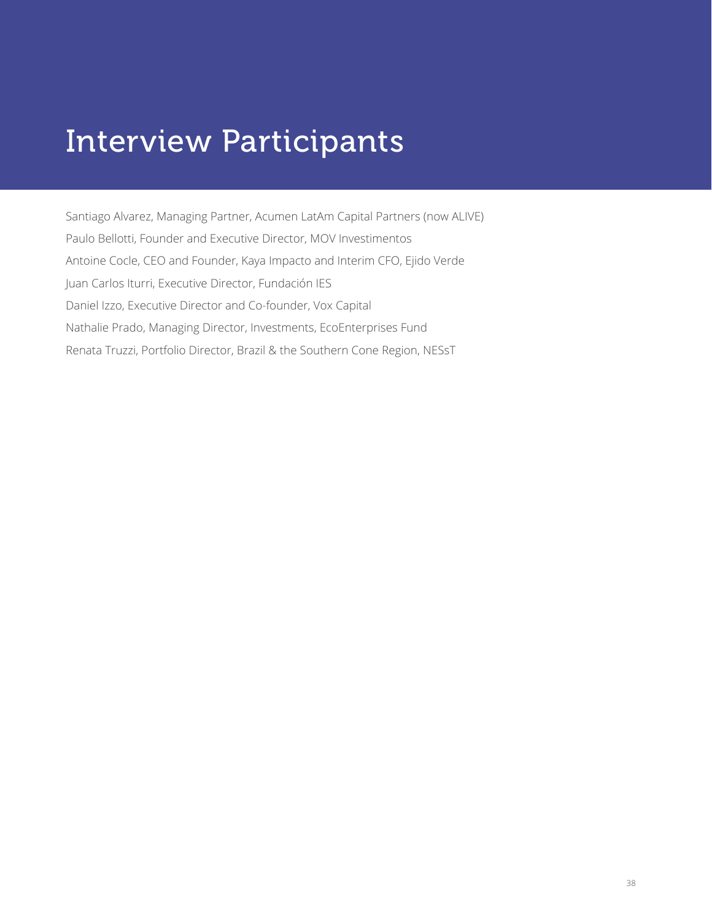# Interview Participants

Santiago Alvarez, Managing Partner, Acumen LatAm Capital Partners (now ALIVE)

Paulo Bellotti, Founder and Executive Director, MOV Investimentos

Antoine Cocle, CEO and Founder, Kaya Impacto and Interim CFO, Ejido Verde

Juan Carlos Iturri, Executive Director, Fundación IES

Daniel Izzo, Executive Director and Co-founder, Vox Capital

Nathalie Prado, Managing Director, Investments, EcoEnterprises Fund

Renata Truzzi, Portfolio Director, Brazil & the Southern Cone Region, NESsT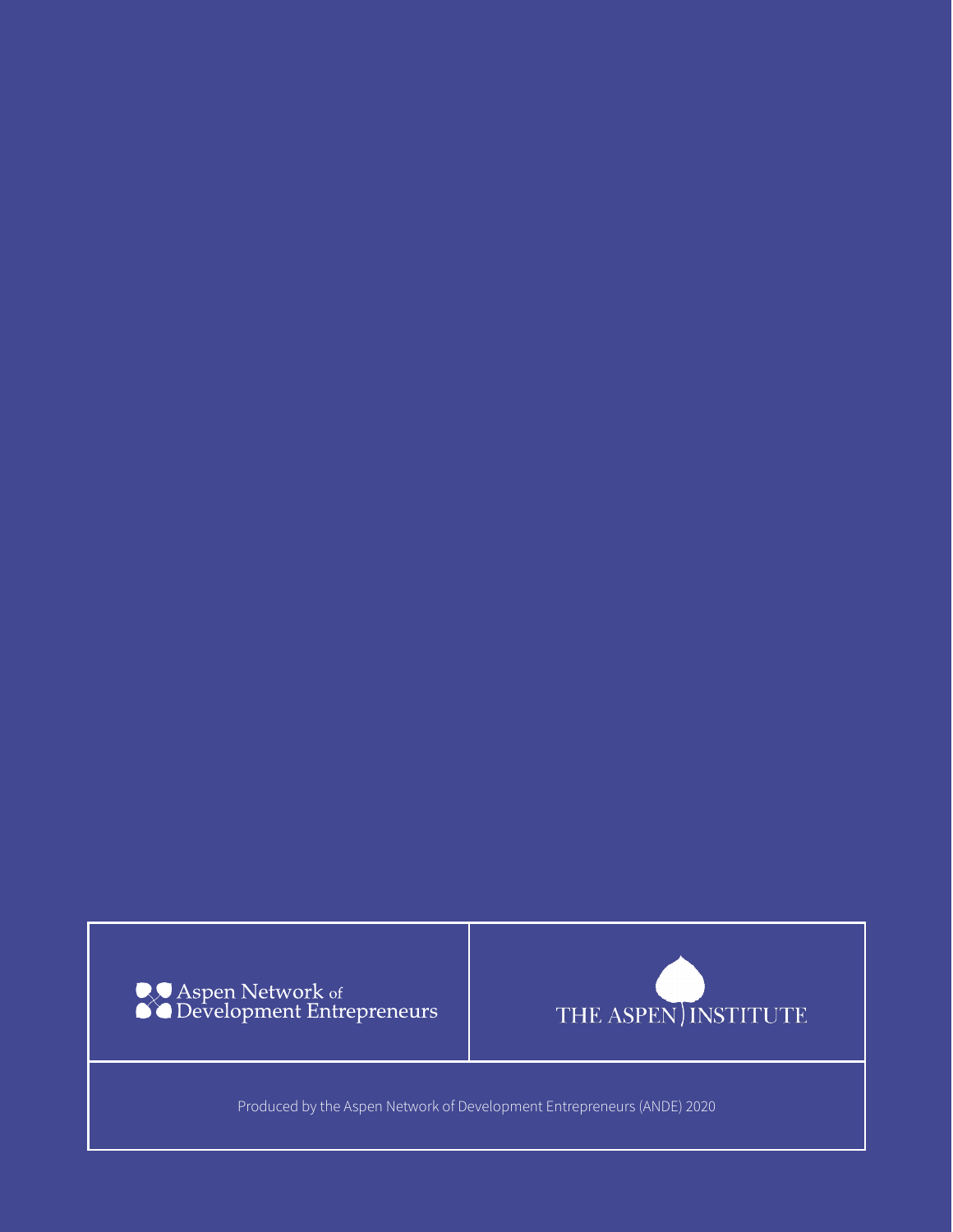Aspen Network of Development Entrepreneurs

THE ASPEN INSTITUTE

Produced by the Aspen Network of Development Entrepreneurs (ANDE) 2020